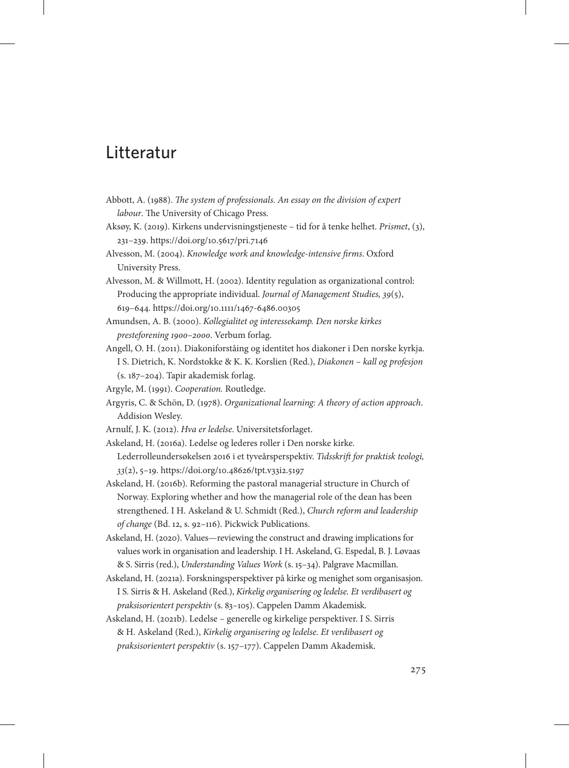# Litteratur

Abbott, A. (1988). *The system of professionals. An essay on the division of expert labour*. The University of Chicago Press.

Aksøy, K. (2019). Kirkens undervisningstjeneste – tid for å tenke helhet. *Prismet*, (3), 231–239. https://doi.org/10.5617/pri.7146

Alvesson, M. (2004). *Knowledge work and knowledge-intensive firms*. Oxford University Press.

Alvesson, M. & Willmott, H. (2002). Identity regulation as organizational control: Producing the appropriate individual. *Journal of Management Studies, 39*(5), 619–644. https://doi.org/10.1111/1467-6486.00305

Amundsen, A. B. (2000). *Kollegialitet og interessekamp. Den norske kirkes presteforening 1900–2000*. Verbum forlag.

Angell, O. H. (2011). Diakoniforståing og identitet hos diakoner i Den norske kyrkja. I S. Dietrich, K. Nordstokke & K. K. Korslien (Red.), *Diakonen – kall og profesjon* (s. 187–204). Tapir akademisk forlag.

Argyle, M. (1991). *Cooperation.* Routledge.

Argyris, C. & Schön, D. (1978). *Organizational learning: A theory of action approach*. Addision Wesley.

Arnulf, J. K. (2012). *Hva er ledelse*. Universitetsforlaget.

Askeland, H. (2016a). Ledelse og lederes roller i Den norske kirke. Lederrolleundersøkelsen 2016 i et tyveårsperspektiv. *Tidsskrift for praktisk teologi, 33*(2), 5–19. https://doi.org/10.48626/tpt.v33i2.5197

Askeland, H. (2016b). Reforming the pastoral managerial structure in Church of Norway. Exploring whether and how the managerial role of the dean has been strengthened. I H. Askeland & U. Schmidt (Red.), *Church reform and leadership of change* (Bd. 12, s. 92–116). Pickwick Publications.

Askeland, H. (2020). Values—reviewing the construct and drawing implications for values work in organisation and leadership. I H. Askeland, G. Espedal, B. J. Løvaas & S. Sirris (red.), *Understanding Values Work* (s. 15–34). Palgrave Macmillan.

Askeland, H. (2021a). Forskningsperspektiver på kirke og menighet som organisasjon. I S. Sirris & H. Askeland (Red.), *Kirkelig organisering og ledelse. Et verdibasert og praksisorientert perspektiv* (s. 83–105). Cappelen Damm Akademisk.

Askeland, H. (2021b). Ledelse – generelle og kirkelige perspektiver. I S. Sirris & H. Askeland (Red.), *Kirkelig organisering og ledelse. Et verdibasert og praksisorientert perspektiv* (s. 157–177). Cappelen Damm Akademisk.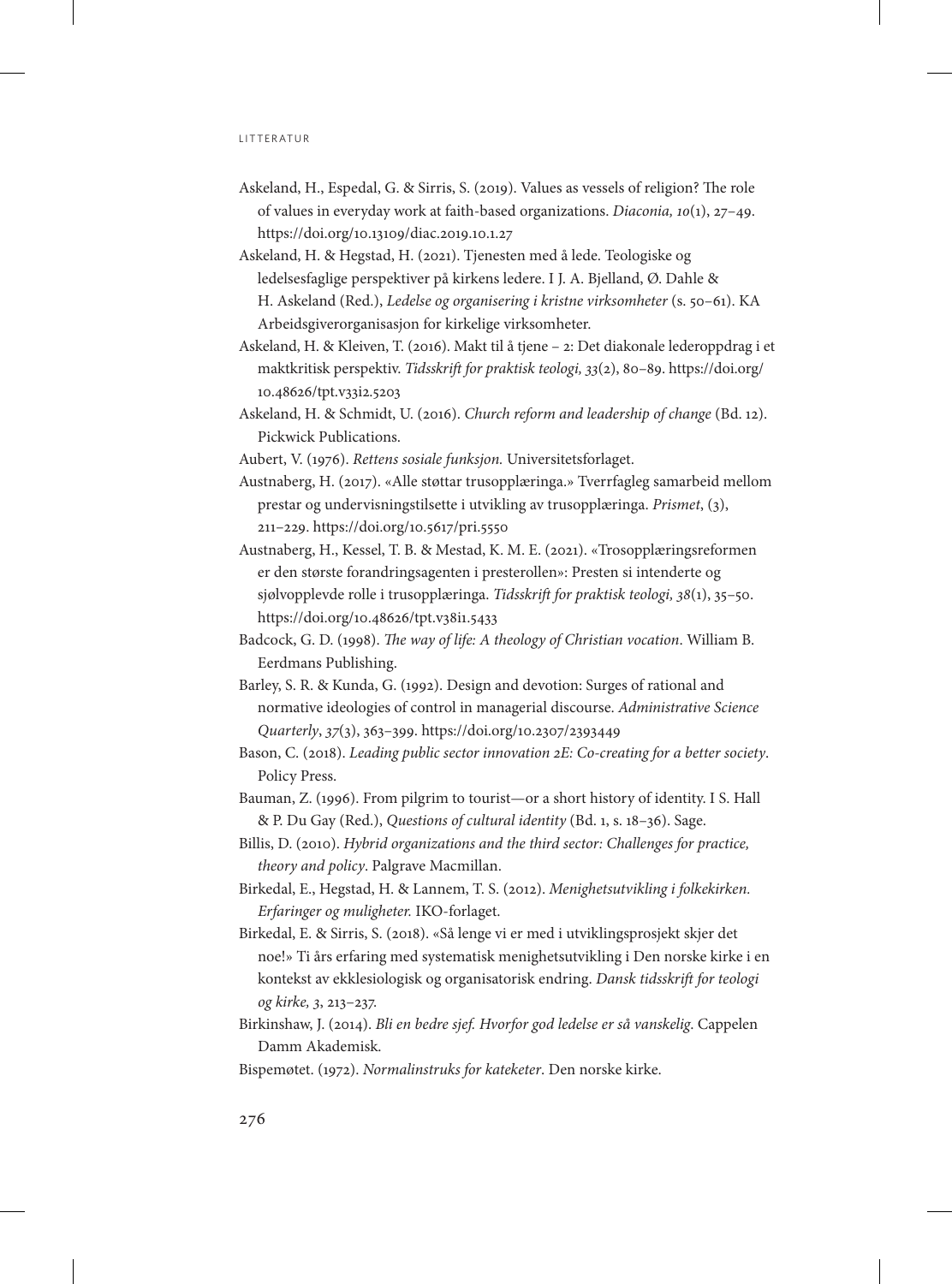Askeland, H., Espedal, G. & Sirris, S. (2019). Values as vessels of religion? The role of values in everyday work at faith-based organizations. *Diaconia, 10*(1), 27–49. https://doi.org/10.13109/diac.2019.10.1.27

Askeland, H. & Hegstad, H. (2021). Tjenesten med å lede. Teologiske og ledelsesfaglige perspektiver på kirkens ledere. I J. A. Bjelland, Ø. Dahle & H. Askeland (Red.), *Ledelse og organisering i kristne virksomheter* (s. 50–61). KA Arbeidsgiverorganisasjon for kirkelige virksomheter.

Askeland, H. & Kleiven, T. (2016). Makt til å tjene – 2: Det diakonale lederoppdrag i et maktkritisk perspektiv. *Tidsskrift for praktisk teologi, 33*(2), 80–89. https://doi.org/10.48626/tpt.v33i2.5203

Askeland, H. & Schmidt, U. (2016). *Church reform and leadership of change* (Bd. 12). Pickwick Publications.

Aubert, V. (1976). *Rettens sosiale funksjon.* Universitetsforlaget.

Austnaberg, H. (2017). «Alle støttar trusopplæringa.» Tverrfagleg samarbeid mellom prestar og undervisningstilsette i utvikling av trusopplæringa. *Prismet*, (3), 211–229. https://doi.org/10.5617/pri.5550

Austnaberg, H., Kessel, T. B. & Mestad, K. M. E. (2021). «Trosopplæringsreformen er den største forandringsagenten i presterollen»: Presten si intenderte og sjølvopplevde rolle i trusopplæringa. *Tidsskrift for praktisk teologi, 38*(1), 35–50. https://doi.org/10.48626/tpt.v38i1.5433

Badcock, G. D. (1998). *The way of life: A theology of Christian vocation*. William B. Eerdmans Publishing.

Barley, S. R. & Kunda, G. (1992). Design and devotion: Surges of rational and normative ideologies of control in managerial discourse. *Administrative Science Quarterly*, *37*(3), 363–399. https://doi.org/10.2307/2393449

Bason, C. (2018). *Leading public sector innovation 2E: Co-creating for a better society*. Policy Press.

Bauman, Z. (1996). From pilgrim to tourist—or a short history of identity. I S. Hall & P. Du Gay (Red.), *Questions of cultural identity* (Bd. 1, s. 18–36). Sage.

Billis, D. (2010). *Hybrid organizations and the third sector: Challenges for practice, theory and policy*. Palgrave Macmillan.

Birkedal, E., Hegstad, H. & Lannem, T. S. (2012). *Menighetsutvikling i folkekirken. Erfaringer og muligheter.* IKO-forlaget.

Birkedal, E. & Sirris, S. (2018). «Så lenge vi er med i utviklingsprosjekt skjer det noe!» Ti års erfaring med systematisk menighetsutvikling i Den norske kirke i en kontekst av ekklesiologisk og organisatorisk endring. *Dansk tidsskrift for teologi og kirke, 3*, 213–237.

Birkinshaw, J. (2014). *Bli en bedre sjef. Hvorfor god ledelse er så vanskelig*. Cappelen Damm Akademisk.

Bispemøtet. (1972). *Normalinstruks for kateketer*. Den norske kirke.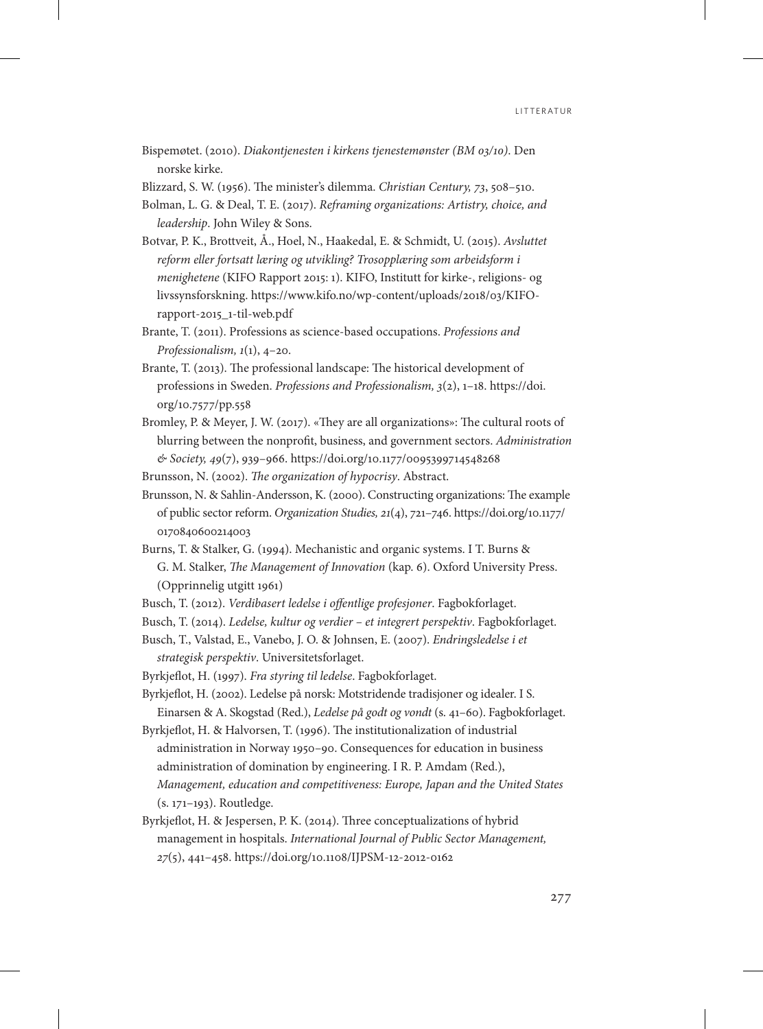Bispemøtet. (2010). *Diakontjenesten i kirkens tjenestemønster (BM 03/10)*. Den norske kirke.

Blizzard, S. W. (1956). The minister's dilemma. *Christian Century, 73*, 508–510.

Bolman, L. G. & Deal, T. E. (2017). *Reframing organizations: Artistry, choice, and leadership*. John Wiley & Sons.

Botvar, P. K., Brottveit, Å., Hoel, N., Haakedal, E. & Schmidt, U. (2015). *Avsluttet reform eller fortsatt læring og utvikling? Trosopplæring som arbeidsform i menighetene* (KIFO Rapport 2015: 1). KIFO, Institutt for kirke-, religions- og livssynsforskning. https://www.kifo.no/wp-content/uploads/2018/03/KIFO-rapport-2015_1-til-web.pdf

Brante, T. (2011). Professions as science-based occupations. *Professions and Professionalism, 1*(1), 4–20.

Brante, T. (2013). The professional landscape: The historical development of professions in Sweden. *Professions and Professionalism, 3*(2), 1–18. https://doi.org/10.7577/pp.558

Bromley, P. & Meyer, J. W. (2017). «They are all organizations»: The cultural roots of blurring between the nonprofit, business, and government sectors. *Administration & Society, 49*(7), 939–966. https://doi.org/10.1177/0095399714548268

Brunsson, N. (2002). *The organization of hypocrisy*. Abstract.

Brunsson, N. & Sahlin-Andersson, K. (2000). Constructing organizations: The example of public sector reform. *Organization Studies, 21*(4), 721–746. https://doi.org/10.1177/0170840600214003

Burns, T. & Stalker, G. (1994). Mechanistic and organic systems. I T. Burns & G. M. Stalker, *The Management of Innovation* (kap. 6). Oxford University Press. (Opprinnelig utgitt 1961)

Busch, T. (2012). *Verdibasert ledelse i offentlige profesjoner*. Fagbokforlaget.

Busch, T. (2014). *Ledelse, kultur og verdier – et integrert perspektiv*. Fagbokforlaget.

Busch, T., Valstad, E., Vanebo, J. O. & Johnsen, E. (2007). *Endringsledelse i et strategisk perspektiv*. Universitetsforlaget.

Byrkjeflot, H. (1997). *Fra styring til ledelse*. Fagbokforlaget.

Byrkjeflot, H. (2002). Ledelse på norsk: Motstridende tradisjoner og idealer. I S. Einarsen & A. Skogstad (Red.), *Ledelse på godt og vondt* (s. 41–60). Fagbokforlaget.

Byrkjeflot, H. & Halvorsen, T. (1996). The institutionalization of industrial administration in Norway 1950–90. Consequences for education in business administration of domination by engineering. I R. P. Amdam (Red.), *Management, education and competitiveness: Europe, Japan and the United States* (s. 171–193). Routledge.

Byrkjeflot, H. & Jespersen, P. K. (2014). Three conceptualizations of hybrid management in hospitals. *International Journal of Public Sector Management, 27*(5), 441–458. https://doi.org/10.1108/IJPSM-12-2012-0162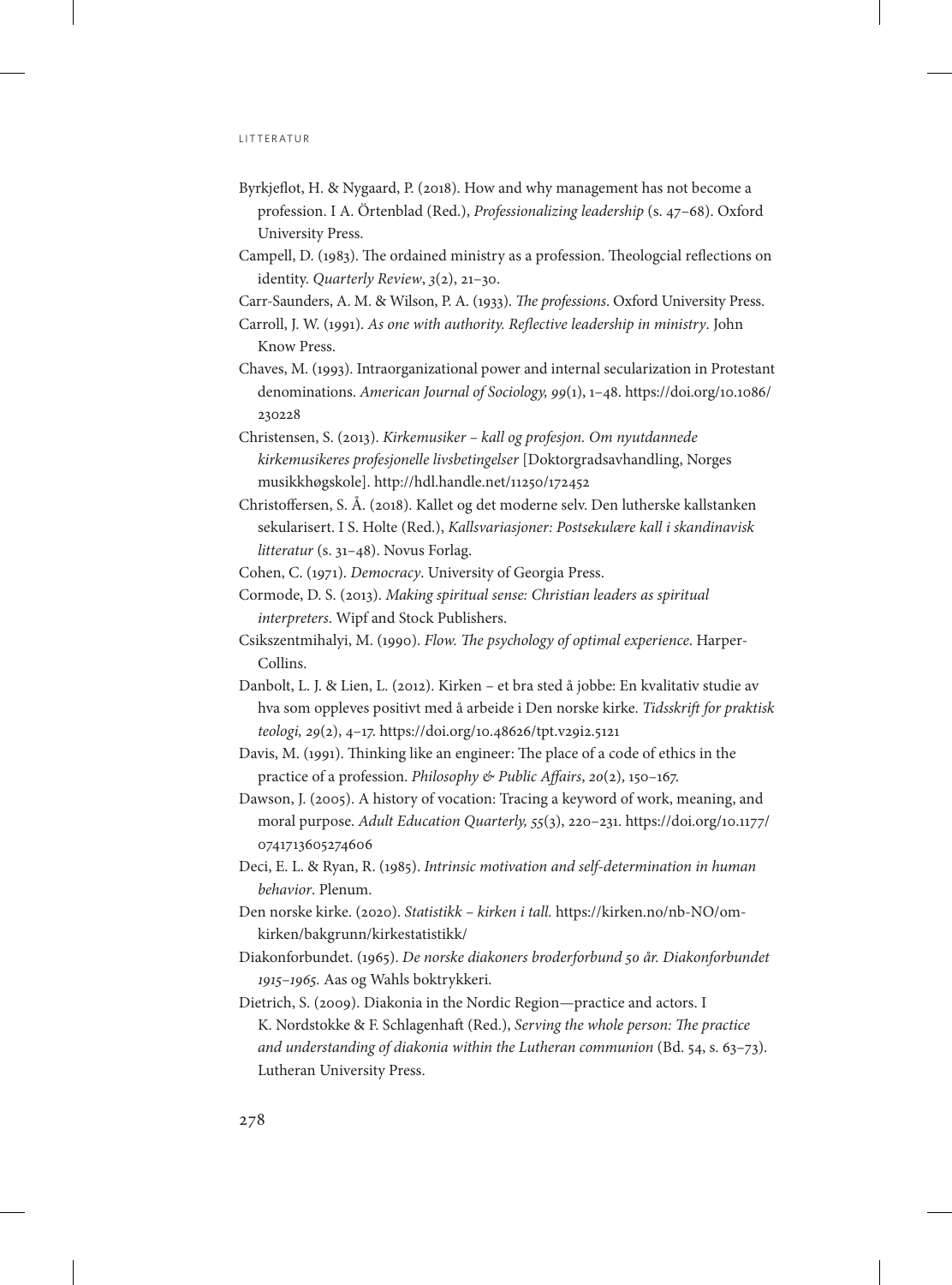Byrkjeflot, H. & Nygaard, P. (2018). How and why management has not become a profession. I A. Örtenblad (Red.), *Professionalizing leadership* (s. 47–68). Oxford University Press.

Campell, D. (1983). The ordained ministry as a profession. Theologcial reflections on identity. *Quarterly Review*, *3*(2), 21–30.

Carr-Saunders, A. M. & Wilson, P. A. (1933). *The professions*. Oxford University Press.

Carroll, J. W. (1991). *As one with authority. Reflective leadership in ministry*. John Know Press.

Chaves, M. (1993). Intraorganizational power and internal secularization in Protestant denominations. *American Journal of Sociology, 99*(1), 1–48. https://doi.org/10.1086/230228

Christensen, S. (2013). *Kirkemusiker – kall og profesjon. Om nyutdannede kirkemusikeres profesjonelle livsbetingelser* [Doktorgradsavhandling, Norges musikkhøgskole]. http://hdl.handle.net/11250/172452

Christoffersen, S. Å. (2018). Kallet og det moderne selv. Den lutherske kallstanken sekularisert. I S. Holte (Red.), *Kallsvariasjoner: Postsekulære kall i skandinavisk litteratur* (s. 31–48). Novus Forlag.

Cohen, C. (1971). *Democracy*. University of Georgia Press.

Cormode, D. S. (2013). *Making spiritual sense: Christian leaders as spiritual interpreters*. Wipf and Stock Publishers.

Csikszentmihalyi, M. (1990). *Flow. The psychology of optimal experience*. Harper-Collins.

Danbolt, L. J. & Lien, L. (2012). Kirken – et bra sted å jobbe: En kvalitativ studie av hva som oppleves positivt med å arbeide i Den norske kirke. *Tidsskrift for praktisk teologi, 29*(2), 4–17. https://doi.org/10.48626/tpt.v29i2.5121

Davis, M. (1991). Thinking like an engineer: The place of a code of ethics in the practice of a profession. *Philosophy & Public Affairs*, *20*(2), 150–167.

Dawson, J. (2005). A history of vocation: Tracing a keyword of work, meaning, and moral purpose. *Adult Education Quarterly, 55*(3), 220–231. https://doi.org/10.1177/0741713605274606

Deci, E. L. & Ryan, R. (1985). *Intrinsic motivation and self-determination in human behavior*. Plenum.

Den norske kirke. (2020). *Statistikk – kirken i tall*. https://kirken.no/nb-NO/om-kirken/bakgrunn/kirkestatistikk/

Diakonforbundet. (1965). *De norske diakoners broderforbund 50 år. Diakonforbundet 1915–1965.* Aas og Wahls boktrykkeri.

Dietrich, S. (2009). Diakonia in the Nordic Region—practice and actors. I K. Nordstokke & F. Schlagenhaft (Red.), *Serving the whole person: The practice and understanding of diakonia within the Lutheran communion* (Bd. 54, s. 63–73). Lutheran University Press.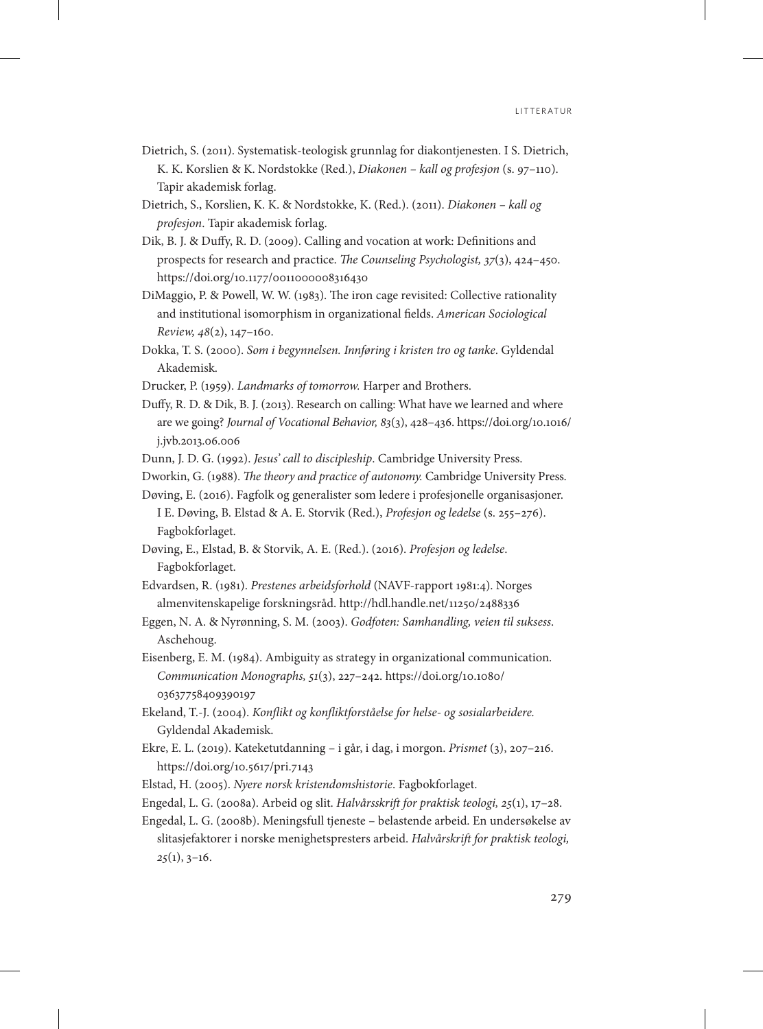Dietrich, S. (2011). Systematisk-teologisk grunnlag for diakontjenesten. I S. Dietrich, K. K. Korslien & K. Nordstokke (Red.), *Diakonen – kall og profesjon* (s. 97–110). Tapir akademisk forlag.

Dietrich, S., Korslien, K. K. & Nordstokke, K. (Red.). (2011). *Diakonen – kall og profesjon*. Tapir akademisk forlag.

Dik, B. J. & Duffy, R. D. (2009). Calling and vocation at work: Definitions and prospects for research and practice. *The Counseling Psychologist, 37*(3), 424–450. https://doi.org/10.1177/0011000008316430

DiMaggio, P. & Powell, W. W. (1983). The iron cage revisited: Collective rationality and institutional isomorphism in organizational fields. *American Sociological Review, 48*(2), 147–160.

Dokka, T. S. (2000). *Som i begynnelsen. Innføring i kristen tro og tanke*. Gyldendal Akademisk.

Drucker, P. (1959). *Landmarks of tomorrow.* Harper and Brothers.

Duffy, R. D. & Dik, B. J. (2013). Research on calling: What have we learned and where are we going? *Journal of Vocational Behavior, 83*(3), 428–436. https://doi.org/10.1016/j.jvb.2013.06.006

Dunn, J. D. G. (1992). *Jesus' call to discipleship*. Cambridge University Press.

Dworkin, G. (1988). *The theory and practice of autonomy.* Cambridge University Press.

Døving, E. (2016). Fagfolk og generalister som ledere i profesjonelle organisasjoner. I E. Døving, B. Elstad & A. E. Storvik (Red.), *Profesjon og ledelse* (s. 255–276). Fagbokforlaget.

Døving, E., Elstad, B. & Storvik, A. E. (Red.). (2016). *Profesjon og ledelse*. Fagbokforlaget.

Edvardsen, R. (1981). *Prestenes arbeidsforhold* (NAVF-rapport 1981:4). Norges almenvitenskapelige forskningsråd. http://hdl.handle.net/11250/2488336

Eggen, N. A. & Nyrønning, S. M. (2003). *Godfoten: Samhandling, veien til suksess*. Aschehoug.

Eisenberg, E. M. (1984). Ambiguity as strategy in organizational communication. *Communication Monographs, 51*(3), 227–242. https://doi.org/10.1080/03637758409390197

Ekeland, T.-J. (2004). *Konflikt og konfliktforståelse for helse- og sosialarbeidere.* Gyldendal Akademisk.

Ekre, E. L. (2019). Kateketutdanning – i går, i dag, i morgon. *Prismet* (3), 207–216. https://doi.org/10.5617/pri.7143

Elstad, H. (2005). *Nyere norsk kristendomshistorie*. Fagbokforlaget.

Engedal, L. G. (2008a). Arbeid og slit. *Halvårsskrift for praktisk teologi, 25*(1), 17–28.

Engedal, L. G. (2008b). Meningsfull tjeneste – belastende arbeid. En undersøkelse av slitasjefaktorer i norske menighetsphresters arbeid. *Halvårskrift for praktisk teologi, 25*(1), 3–16.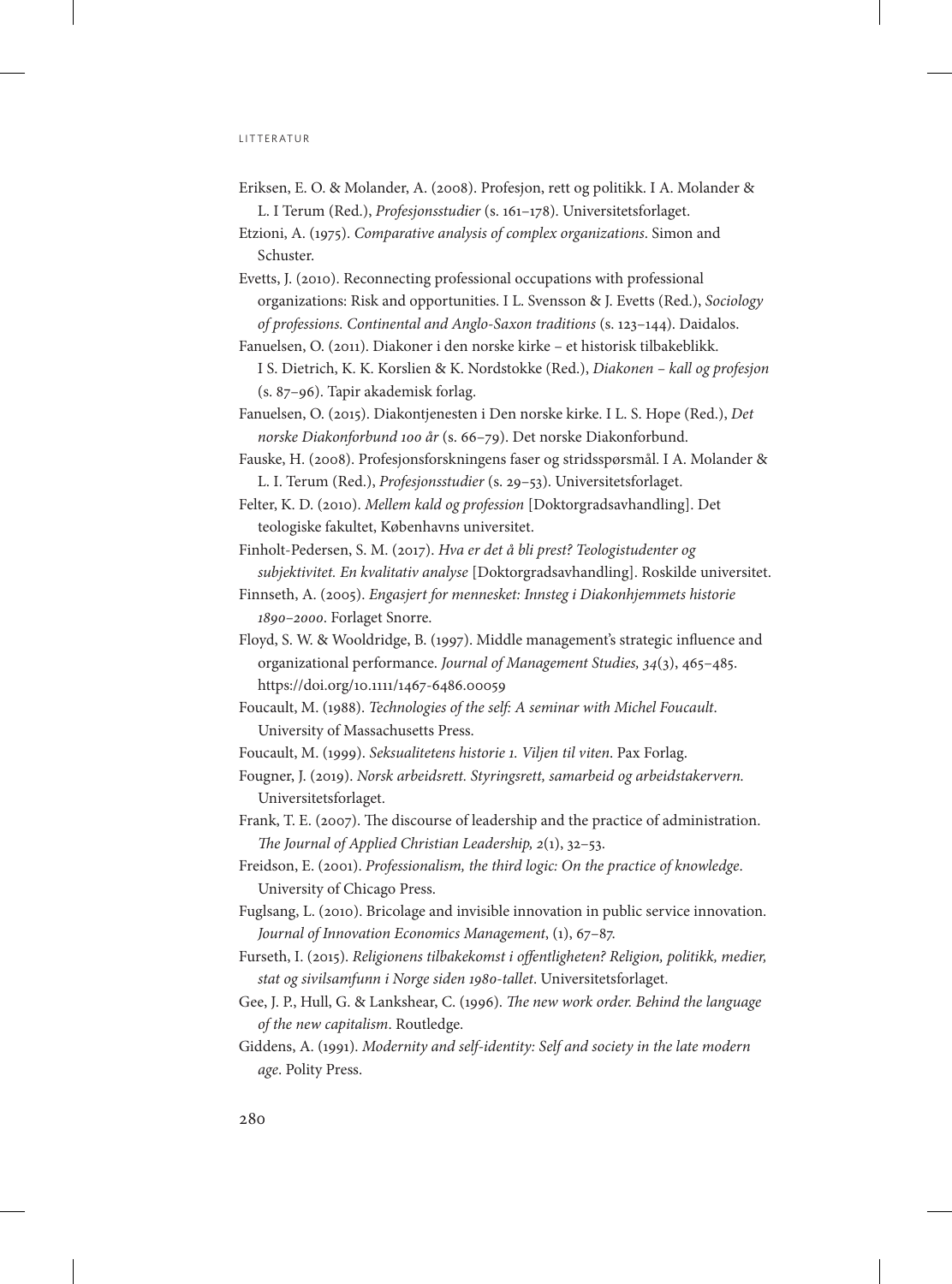Eriksen, E. O. & Molander, A. (2008). Profesjon, rett og politikk. I A. Molander & L. I Terum (Red.), *Profesjonsstudier* (s. 161–178). Universitetsforlaget.

Etzioni, A. (1975). *Comparative analysis of complex organizations*. Simon and Schuster.

Evetts, J. (2010). Reconnecting professional occupations with professional organizations: Risk and opportunities. I L. Svensson & J. Evetts (Red.), *Sociology of professions. Continental and Anglo-Saxon traditions* (s. 123–144). Daidalos.

Fanuelsen, O. (2011). Diakoner i den norske kirke – et historisk tilbakeblikk. I S. Dietrich, K. K. Korslien & K. Nordstokke (Red.), *Diakonen – kall og profesjon* (s. 87–96). Tapir akademisk forlag.

Fanuelsen, O. (2015). Diakontjenesten i Den norske kirke. I L. S. Hope (Red.), *Det norske Diakonforbund 100 år* (s. 66–79). Det norske Diakonforbund.

Fauske, H. (2008). Profesjonsforskningens faser og stridsspørsmål. I A. Molander & L. I. Terum (Red.), *Profesjonsstudier* (s. 29–53). Universitetsforlaget.

Felter, K. D. (2010). *Mellem kald og profession* [Doktorgradsavhandling]. Det teologiske fakultet, Københavns universitet.

Finholt-Pedersen, S. M. (2017). *Hva er det å bli prest? Teologistudenter og subjektivitet. En kvalitativ analyse* [Doktorgradsavhandling]. Roskilde universitet.

Finnseth, A. (2005). *Engasjert for mennesket: Innsteg i Diakonhjemmets historie 1890–2000*. Forlaget Snorre.

Floyd, S. W. & Wooldridge, B. (1997). Middle management's strategic influence and organizational performance. *Journal of Management Studies, 34*(3), 465–485. https://doi.org/10.1111/1467-6486.00059

Foucault, M. (1988). *Technologies of the self: A seminar with Michel Foucault*. University of Massachusetts Press.

Foucault, M. (1999). *Seksualitetens historie 1. Viljen til viten*. Pax Forlag.

Fougner, J. (2019). *Norsk arbeidsrett. Styringsrett, samarbeid og arbeidstakervern.* Universitetsforlaget.

Frank, T. E. (2007). The discourse of leadership and the practice of administration. *The Journal of Applied Christian Leadership, 2*(1), 32–53.

Freidson, E. (2001). *Professionalism, the third logic: On the practice of knowledge*. University of Chicago Press.

Fuglsang, L. (2010). Bricolage and invisible innovation in public service innovation. *Journal of Innovation Economics Management*, (1), 67–87.

Furseth, I. (2015). *Religionens tilbakekomst i offentligheten? Religion, politikk, medier, stat og sivilsamfunn i Norge siden 1980-tallet*. Universitetsforlaget.

Gee, J. P., Hull, G. & Lankshear, C. (1996). *The new work order. Behind the language of the new capitalism*. Routledge.

Giddens, A. (1991). *Modernity and self-identity: Self and society in the late modern age*. Polity Press.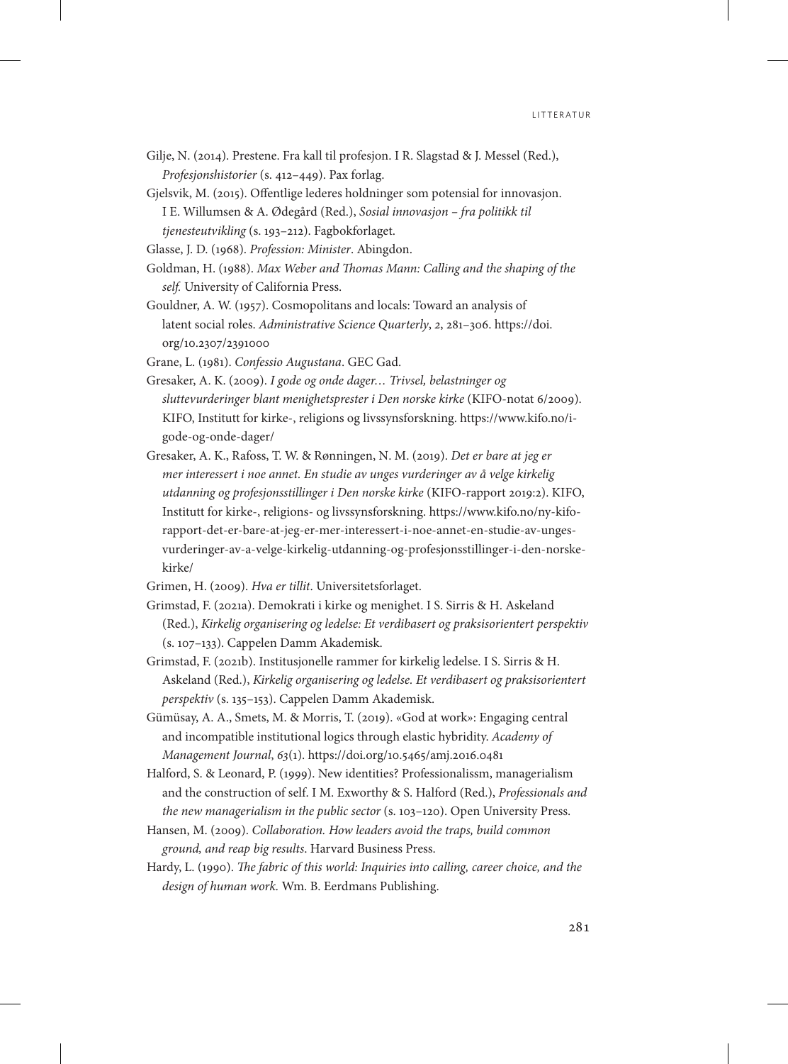Gilje, N. (2014). Prestene. Fra kall til profesjon. I R. Slagstad & J. Messel (Red.), *Profesjonshistorier* (s. 412–449). Pax forlag.

Gjelsvik, M. (2015). Offentlige lederes holdninger som potensial for innovasjon. I E. Willumsen & A. Ødegård (Red.), *Sosial innovasjon – fra politikk til tjenesteutvikling* (s. 193–212). Fagbokforlaget.

Glasse, J. D. (1968). *Profession: Minister*. Abingdon.

Goldman, H. (1988). *Max Weber and Thomas Mann: Calling and the shaping of the self.* University of California Press.

Gouldner, A. W. (1957). Cosmopolitans and locals: Toward an analysis of latent social roles. *Administrative Science Quarterly*, *2*, 281–306. https://doi.org/10.2307/2391000

Grane, L. (1981). *Confessio Augustana*. GEC Gad.

Gresaker, A. K. (2009). *I gode og onde dager… Trivsel, belastninger og sluttevurderinger blant menighetsprester i Den norske kirke* (KIFO-notat 6/2009). KIFO, Institutt for kirke-, religions og livssynsforskning. https://www.kifo.no/i-gode-og-onde-dager/

Gresaker, A. K., Rafoss, T. W. & Rønningen, N. M. (2019). *Det er bare at jeg er mer interessert i noe annet. En studie av unges vurderinger av å velge kirkelig utdanning og profesjonsstillinger i Den norske kirke* (KIFO-rapport 2019:2). KIFO, Institutt for kirke-, religions- og livssynsforskning. https://www.kifo.no/ny-kifo-rapport-det-er-bare-at-jeg-er-mer-interessert-i-noe-annet-en-studie-av-unges-vurderinger-av-a-velge-kirkelig-utdanning-og-profesjonsstillinger-i-den-norske-kirke/

Grimen, H. (2009). *Hva er tillit*. Universitetsforlaget.

Grimstad, F. (2021a). Demokrati i kirke og menighet. I S. Sirris & H. Askeland (Red.), *Kirkelig organisering og ledelse: Et verdibasert og praksisorientert perspektiv* (s. 107–133). Cappelen Damm Akademisk.

Grimstad, F. (2021b). Institusjonelle rammer for kirkelig ledelse. I S. Sirris & H. Askeland (Red.), *Kirkelig organisering og ledelse. Et verdibasert og praksisorientert perspektiv* (s. 135–153). Cappelen Damm Akademisk.

Gümüsay, A. A., Smets, M. & Morris, T. (2019). «God at work»: Engaging central and incompatible institutional logics through elastic hybridity. *Academy of Management Journal*, *63*(1). https://doi.org/10.5465/amj.2016.0481

Halford, S. & Leonard, P. (1999). New identities? Professionalissm, managerialism and the construction of self. I M. Exworthy & S. Halford (Red.), *Professionals and the new managerialism in the public sector* (s. 103–120). Open University Press.

Hansen, M. (2009). *Collaboration. How leaders avoid the traps, build common ground, and reap big results*. Harvard Business Press.

Hardy, L. (1990). *The fabric of this world: Inquiries into calling, career choice, and the design of human work.* Wm. B. Eerdmans Publishing.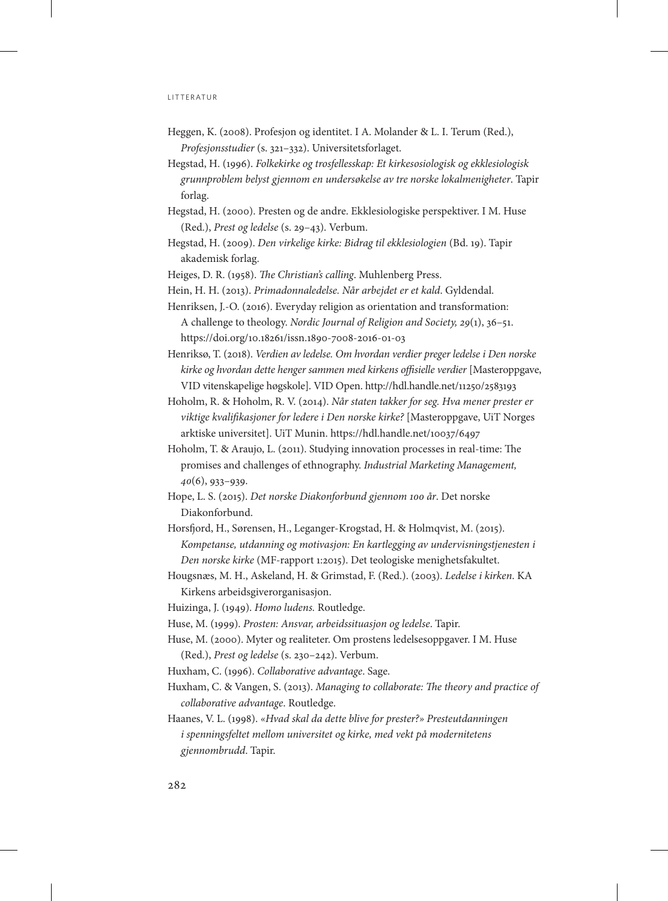Heggen, K. (2008). Profesjon og identitet. I A. Molander & L. I. Terum (Red.), *Profesjonsstudier* (s. 321–332). Universitetsforlaget.

Hegstad, H. (1996). *Folkekirke og trosfellesskap: Et kirkesosiologisk og ekklesiologisk grunnproblem belyst gjennom en undersøkelse av tre norske lokalmenigheter*. Tapir forlag.

Hegstad, H. (2000). Presten og de andre. Ekklesiologiske perspektiver. I M. Huse (Red.), *Prest og ledelse* (s. 29–43). Verbum.

Hegstad, H. (2009). *Den virkelige kirke: Bidrag til ekklesiologien* (Bd. 19). Tapir akademisk forlag.

Heiges, D. R. (1958). *The Christian's calling*. Muhlenberg Press.

Hein, H. H. (2013). *Primadonnaledelse. Når arbejdet er et kald*. Gyldendal.

Henriksen, J.-O. (2016). Everyday religion as orientation and transformation: A challenge to theology. *Nordic Journal of Religion and Society, 29*(1), 36–51. https://doi.org/10.18261/issn.1890-7008-2016-01-03

Henriksø, T. (2018). *Verdien av ledelse. Om hvordan verdier preger ledelse i Den norske kirke og hvordan dette henger sammen med kirkens offisielle verdier* [Masteroppgave, VID vitenskapelige høgskole]. VID Open. http://hdl.handle.net/11250/2583193

Hoholm, R. & Hoholm, R. V. (2014). *Når staten takker for seg. Hva mener prester er viktige kvalifikasjoner for ledere i Den norske kirke?* [Masteroppgave, UiT Norges arktiske universitet]. UiT Munin. https://hdl.handle.net/10037/6497

Hoholm, T. & Araujo, L. (2011). Studying innovation processes in real-time: The promises and challenges of ethnography. *Industrial Marketing Management, 40*(6), 933–939.

Hope, L. S. (2015). *Det norske Diakonforbund gjennom 100 år*. Det norske Diakonforbund.

Horsfjord, H., Sørensen, H., Leganger-Krogstad, H. & Holmqvist, M. (2015). *Kompetanse, utdanning og motivasjon: En kartlegging av undervisningstjenesten i Den norske kirke* (MF-rapport 1:2015). Det teologiske menighetsfakultet.

Hougsnæs, M. H., Askeland, H. & Grimstad, F. (Red.). (2003). *Ledelse i kirken*. KA Kirkens arbeidsgiverorganisasjon.

Huizinga, J. (1949). *Homo ludens.* Routledge.

Huse, M. (1999). *Prosten: Ansvar, arbeidssituasjon og ledelse*. Tapir.

Huse, M. (2000). Myter og realiteter. Om prostens ledelsesoppgaver. I M. Huse (Red.), *Prest og ledelse* (s. 230–242). Verbum.

Huxham, C. (1996). *Collaborative advantage*. Sage.

Huxham, C. & Vangen, S. (2013). *Managing to collaborate: The theory and practice of collaborative advantage*. Routledge.

Haanes, V. L. (1998). *«Hvad skal da dette blive for prester?» Presteutdanningen i spenningsfeltet mellom universitet og kirke, med vekt på modernitetens gjennombrudd*. Tapir.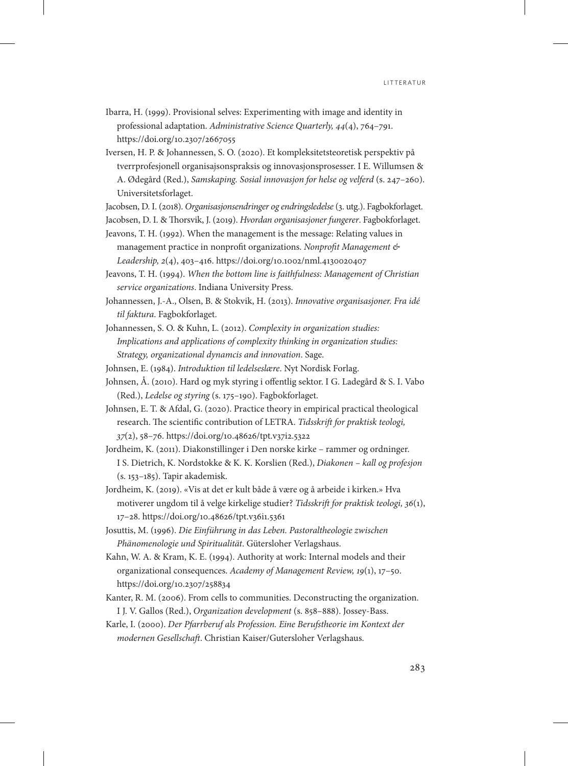Ibarra, H. (1999). Provisional selves: Experimenting with image and identity in professional adaptation. *Administrative Science Quarterly, 44*(4), 764–791. https://doi.org/10.2307/2667055

Iversen, H. P. & Johannessen, S. O. (2020). Et kompleksitetsteoretisk perspektiv på tverrprofesjonell organisajsonspraksis og innovasjonsprosesser. I E. Willumsen & A. Ødegård (Red.), *Samskaping. Sosial innovasjon for helse og velferd* (s. 247–260). Universitetsforlaget.

Jacobsen, D. I. (2018). *Organisasjonsendringer og endringsledelse* (3. utg.). Fagbokforlaget.

Jacobsen, D. I. & Thorsvik, J. (2019). *Hvordan organisasjoner fungerer*. Fagbokforlaget.

Jeavons, T. H. (1992). When the management is the message: Relating values in management practice in nonprofit organizations. *Nonprofit Management & Leadership, 2*(4), 403–416. https://doi.org/10.1002/nml.4130020407

Jeavons, T. H. (1994). *When the bottom line is faithfulness: Management of Christian service organizations*. Indiana University Press.

Johannessen, J.-A., Olsen, B. & Stokvik, H. (2013). *Innovative organisasjoner. Fra idé til faktura*. Fagbokforlaget.

Johannessen, S. O. & Kuhn, L. (2012). *Complexity in organization studies: Implications and applications of complexity thinking in organization studies: Strategy, organizational dynamcis and innovation*. Sage.

Johnsen, E. (1984). *Introduktion til ledelseslære*. Nyt Nordisk Forlag.

Johnsen, Å. (2010). Hard og myk styring i offentlig sektor. I G. Ladegård & S. I. Vabo (Red.), *Ledelse og styring* (s. 175–190). Fagbokforlaget.

Johnsen, E. T. & Afdal, G. (2020). Practice theory in empirical practical theological research. The scientific contribution of LETRA. *Tidsskrift for praktisk teologi, 37*(2), 58–76. https://doi.org/10.48626/tpt.v37i2.5322

Jordheim, K. (2011). Diakonstillinger i Den norske kirke – rammer og ordninger. I S. Dietrich, K. Nordstokke & K. K. Korslien (Red.), *Diakonen – kall og profesjon* (s. 153–185). Tapir akademisk.

Jordheim, K. (2019). «Vis at det er kult både å være og å arbeide i kirken.» Hva motiverer ungdom til å velge kirkelige studier? *Tidsskrift for praktisk teologi, 36*(1), 17–28. https://doi.org/10.48626/tpt.v36i1.5361

Josuttis, M. (1996). *Die Einführung in das Leben. Pastoraltheologie zwischen Phänomenologie und Spiritualität*. Gütersloher Verlagshaus.

Kahn, W. A. & Kram, K. E. (1994). Authority at work: Internal models and their organizational consequences. *Academy of Management Review, 19*(1), 17–50. https://doi.org/10.2307/258834

Kanter, R. M. (2006). From cells to communities. Deconstructing the organization. I J. V. Gallos (Red.), *Organization development* (s. 858–888). Jossey-Bass.

Karle, I. (2000). *Der Pfarrberuf als Profession. Eine Berufstheorie im Kontext der modernen Gesellschaft*. Christian Kaiser/Gutersloher Verlagshaus.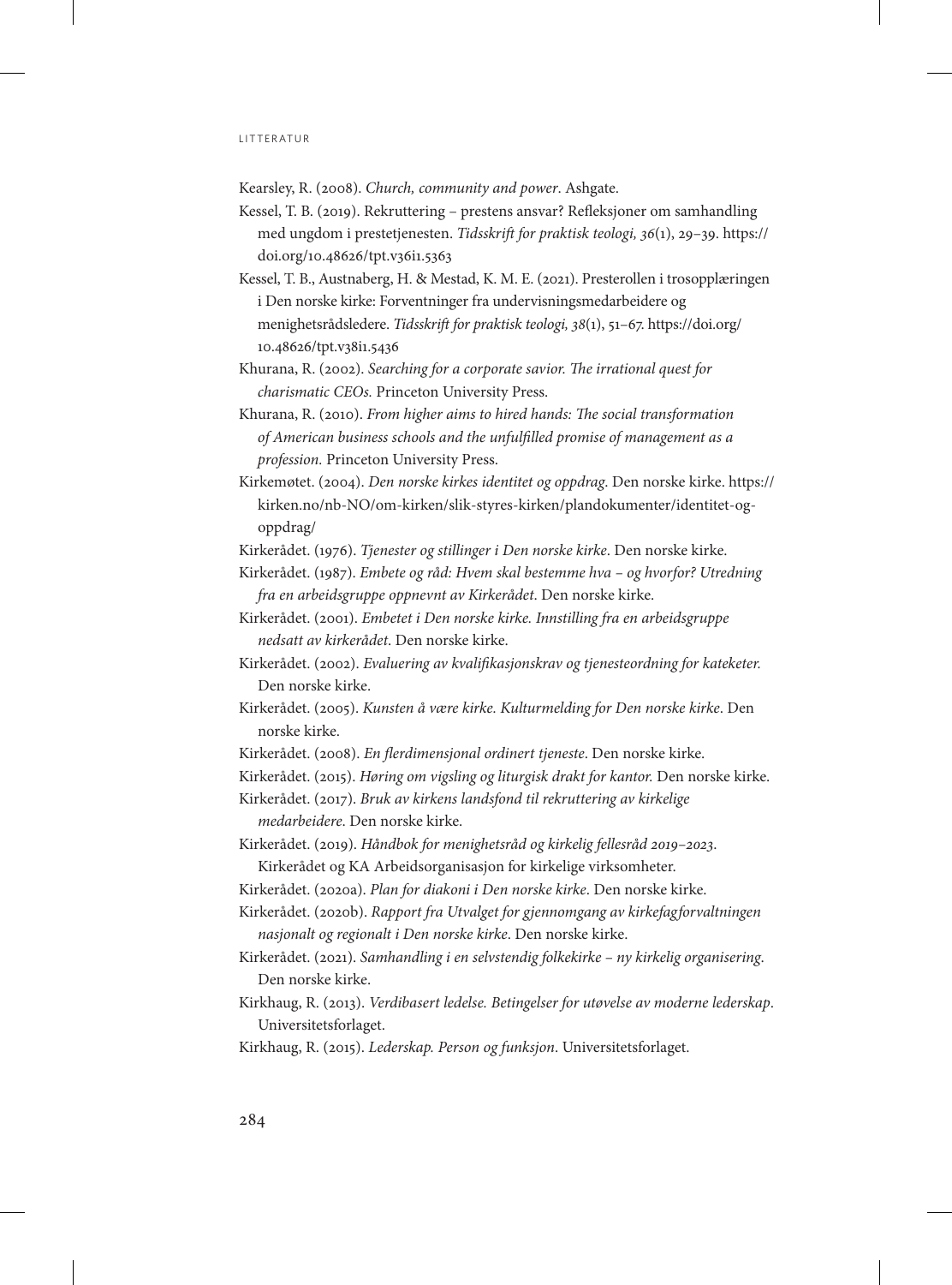Kearsley, R. (2008). *Church, community and power*. Ashgate.

Kessel, T. B. (2019). Rekruttering – prestens ansvar? Refleksjoner om samhandling med ungdom i prestetjenesten. *Tidsskrift for praktisk teologi, 36*(1), 29–39. https://doi.org/10.48626/tpt.v36i1.5363

Kessel, T. B., Austnaberg, H. & Mestad, K. M. E. (2021). Presterollen i trosopplæringen i Den norske kirke: Forventninger fra undervisningsmedarbeidere og menighetsrådsledere. *Tidsskrift for praktisk teologi, 38*(1), 51–67. https://doi.org/10.48626/tpt.v38i1.5436

Khurana, R. (2002). *Searching for a corporate savior. The irrational quest for charismatic CEOs.* Princeton University Press.

Khurana, R. (2010). *From higher aims to hired hands: The social transformation of American business schools and the unfulfilled promise of management as a profession.* Princeton University Press.

Kirkemøtet. (2004). *Den norske kirkes identitet og oppdrag.* Den norske kirke. https://kirken.no/nb-NO/om-kirken/slik-styres-kirken/plandokumenter/identitet-og-oppdrag/

Kirkerådet. (1976). *Tjenester og stillinger i Den norske kirke*. Den norske kirke.

Kirkerådet. (1987). *Embete og råd: Hvem skal bestemme hva – og hvorfor? Utredning fra en arbeidsgruppe oppnevnt av Kirkerådet*. Den norske kirke.

Kirkerådet. (2001). *Embetet i Den norske kirke. Innstilling fra en arbeidsgruppe nedsatt av kirkerådet.* Den norske kirke.

Kirkerådet. (2002). *Evaluering av kvalifikasjonskrav og tjenesteordning for kateketer.* Den norske kirke.

Kirkerådet. (2005). *Kunsten å være kirke. Kulturmelding for Den norske kirke*. Den norske kirke.

Kirkerådet. (2008). *En flerdimensjonal ordinert tjeneste*. Den norske kirke.

Kirkerådet. (2015). *Høring om vigsling og liturgisk drakt for kantor.* Den norske kirke.

Kirkerådet. (2017). *Bruk av kirkens landsfond til rekruttering av kirkelige medarbeidere.* Den norske kirke.

Kirkerådet. (2019). *Håndbok for menighetsråd og kirkelig fellesråd 2019–2023*. Kirkerådet og KA Arbeidsorganisasjon for kirkelige virksomheter.

Kirkerådet. (2020a). *Plan for diakoni i Den norske kirke*. Den norske kirke.

Kirkerådet. (2020b). *Rapport fra Utvalget for gjennomgang av kirkefagforvaltningen nasjonalt og regionalt i Den norske kirke*. Den norske kirke.

Kirkerådet. (2021). *Samhandling i en selvstendig folkekirke – ny kirkelig organisering*. Den norske kirke.

Kirkhaug, R. (2013). *Verdibasert ledelse. Betingelser for utøvelse av moderne lederskap*. Universitetsforlaget.

Kirkhaug, R. (2015). *Lederskap. Person og funksjon*. Universitetsforlaget.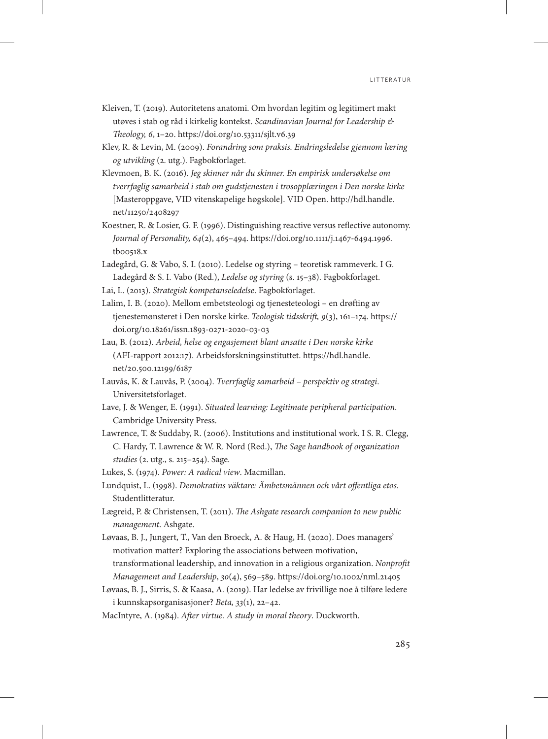Kleiven, T. (2019). Autoritetens anatomi. Om hvordan legitim og legitimert makt utøves i stab og råd i kirkelig kontekst. *Scandinavian Journal for Leadership & Theology, 6*, 1–20. https://doi.org/10.53311/sjlt.v6.39

Klev, R. & Levin, M. (2009). *Forandring som praksis. Endringsledelse gjennom læring og utvikling* (2. utg.). Fagbokforlaget.

Klevmoen, B. K. (2016). *Jeg skinner når du skinner. En empirisk undersøkelse om tverrfaglig samarbeid i stab om gudstjenesten i trosopplæringen i Den norske kirke* [Masteroppgave, VID vitenskapelige høgskole]. VID Open. http://hdl.handle.net/11250/2408297

Koestner, R. & Losier, G. F. (1996). Distinguishing reactive versus reflective autonomy. *Journal of Personality, 64*(2), 465–494. https://doi.org/10.1111/j.1467-6494.1996.tb00518.x

Ladegård, G. & Vabo, S. I. (2010). Ledelse og styring – teoretisk rammeverk. I G. Ladegård & S. I. Vabo (Red.), *Ledelse og styring* (s. 15–38). Fagbokforlaget.

Lai, L. (2013). *Strategisk kompetanseledelse*. Fagbokforlaget.

Lalim, I. B. (2020). Mellom embetsteologi og tjenesteteologi – en drøfting av tjenestemønsteret i Den norske kirke. *Teologisk tidsskrift, 9*(3), 161–174. https://doi.org/10.18261/issn.1893-0271-2020-03-03

Lau, B. (2012). *Arbeid, helse og engasjement blant ansatte i Den norske kirke* (AFI-rapport 2012:17). Arbeidsforskningsinstituttet. https://hdl.handle.net/20.500.12199/6187

Lauvås, K. & Lauvås, P. (2004). *Tverrfaglig samarbeid – perspektiv og strategi*. Universitetsforlaget.

Lave, J. & Wenger, E. (1991). *Situated learning: Legitimate peripheral participation*. Cambridge University Press.

Lawrence, T. & Suddaby, R. (2006). Institutions and institutional work. I S. R. Clegg, C. Hardy, T. Lawrence & W. R. Nord (Red.), *The Sage handbook of organization studies* (2. utg., s. 215–254). Sage.

Lukes, S. (1974). *Power: A radical view*. Macmillan.

Lundquist, L. (1998). *Demokratins väktare: Ämbetsmännen och vårt offentliga etos*. Studentlitteratur.

Lægreid, P. & Christensen, T. (2011). *The Ashgate research companion to new public management*. Ashgate.

Løvaas, B. J., Jungert, T., Van den Broeck, A. & Haug, H. (2020). Does managers' motivation matter? Exploring the associations between motivation, transformational leadership, and innovation in a religious organization. *Nonprofit Management and Leadership*, *30*(4), 569–589. https://doi.org/10.1002/nml.21405

Løvaas, B. J., Sirris, S. & Kaasa, A. (2019). Har ledelse av frivillige noe å tilføre ledere i kunnskapsorganisasjoner? *Beta, 33*(1), 22–42.

MacIntyre, A. (1984). *After virtue. A study in moral theory*. Duckworth.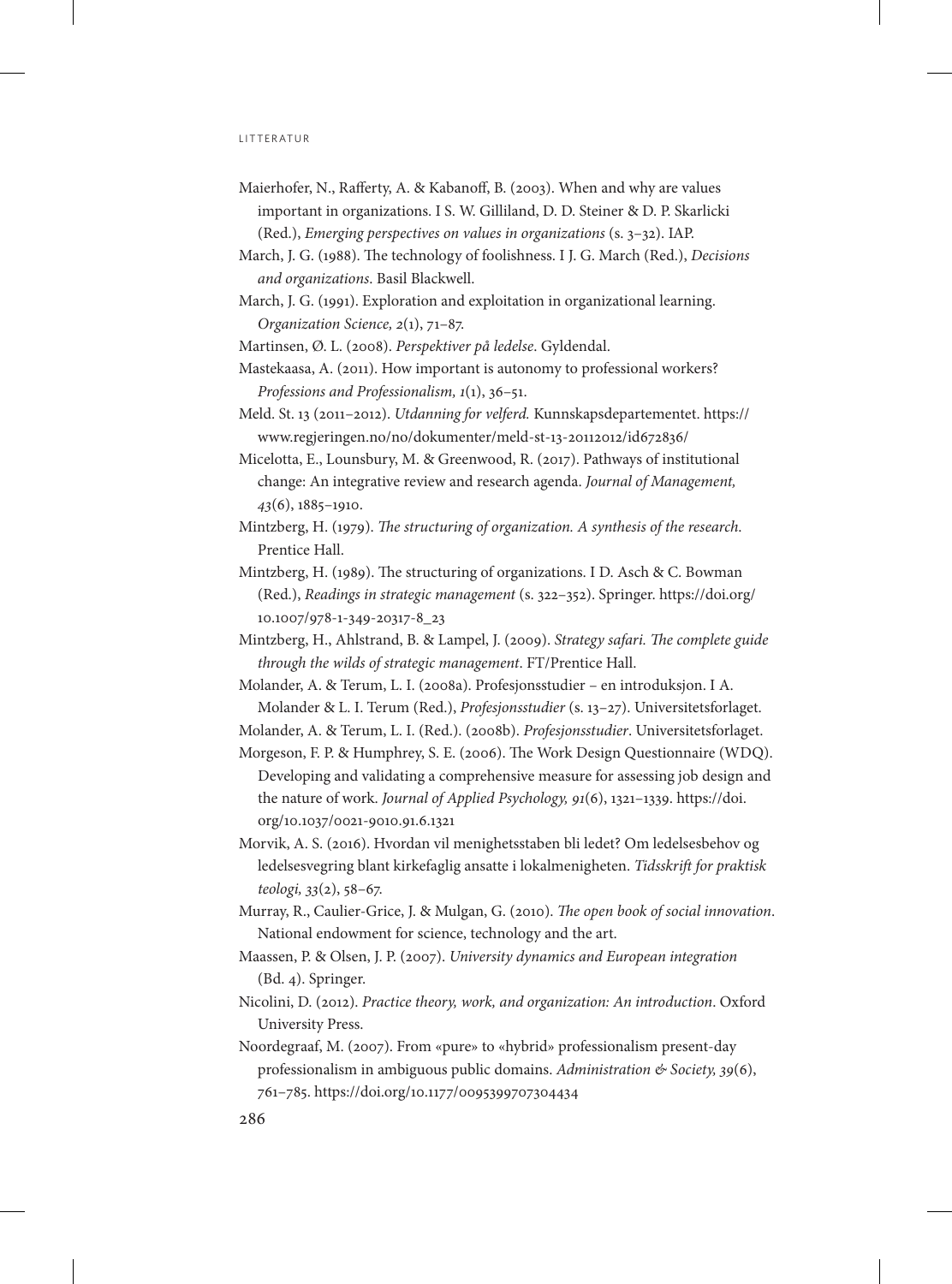Maierhofer, N., Rafferty, A. & Kabanoff, B. (2003). When and why are values important in organizations. I S. W. Gilliland, D. D. Steiner & D. P. Skarlicki (Red.), *Emerging perspectives on values in organizations* (s. 3–32). IAP.

March, J. G. (1988). The technology of foolishness. I J. G. March (Red.), *Decisions and organizations*. Basil Blackwell.

March, J. G. (1991). Exploration and exploitation in organizational learning. *Organization Science, 2*(1), 71–87.

Martinsen, Ø. L. (2008). *Perspektiver på ledelse*. Gyldendal.

Mastekaasa, A. (2011). How important is autonomy to professional workers? *Professions and Professionalism, 1*(1), 36–51.

Meld. St. 13 (2011–2012). *Utdanning for velferd.* Kunnskapsdepartementet. https://www.regjeringen.no/no/dokumenter/meld-st-13-20112012/id672836/

Micelotta, E., Lounsbury, M. & Greenwood, R. (2017). Pathways of institutional change: An integrative review and research agenda. *Journal of Management, 43*(6), 1885–1910.

Mintzberg, H. (1979). *The structuring of organization. A synthesis of the research*. Prentice Hall.

Mintzberg, H. (1989). The structuring of organizations. I D. Asch & C. Bowman (Red.), *Readings in strategic management* (s. 322–352). Springer. https://doi.org/10.1007/978-1-349-20317-8_23

Mintzberg, H., Ahlstrand, B. & Lampel, J. (2009). *Strategy safari. The complete guide through the wilds of strategic management*. FT/Prentice Hall.

Molander, A. & Terum, L. I. (2008a). Profesjonsstudier – en introduksjon. I A. Molander & L. I. Terum (Red.), *Profesjonsstudier* (s. 13–27). Universitetsforlaget.

Molander, A. & Terum, L. I. (Red.). (2008b). *Profesjonsstudier*. Universitetsforlaget.

Morgeson, F. P. & Humphrey, S. E. (2006). The Work Design Questionnaire (WDQ). Developing and validating a comprehensive measure for assessing job design and the nature of work. *Journal of Applied Psychology, 91*(6), 1321–1339. https://doi.org/10.1037/0021-9010.91.6.1321

Morvik, A. S. (2016). Hvordan vil menighetsstaben bli ledet? Om ledelsesbehov og ledelsesvegring blant kirkefaglig ansatte i lokalmenigheten. *Tidsskrift for praktisk teologi, 33*(2), 58–67.

Murray, R., Caulier-Grice, J. & Mulgan, G. (2010). *The open book of social innovation*. National endowment for science, technology and the art.

Maassen, P. & Olsen, J. P. (2007). *University dynamics and European integration* (Bd. 4). Springer.

Nicolini, D. (2012). *Practice theory, work, and organization: An introduction*. Oxford University Press.

Noordegraaf, M. (2007). From «pure» to «hybrid» professionalism present-day professionalism in ambiguous public domains. *Administration & Society, 39*(6), 761–785. https://doi.org/10.1177/0095399707304434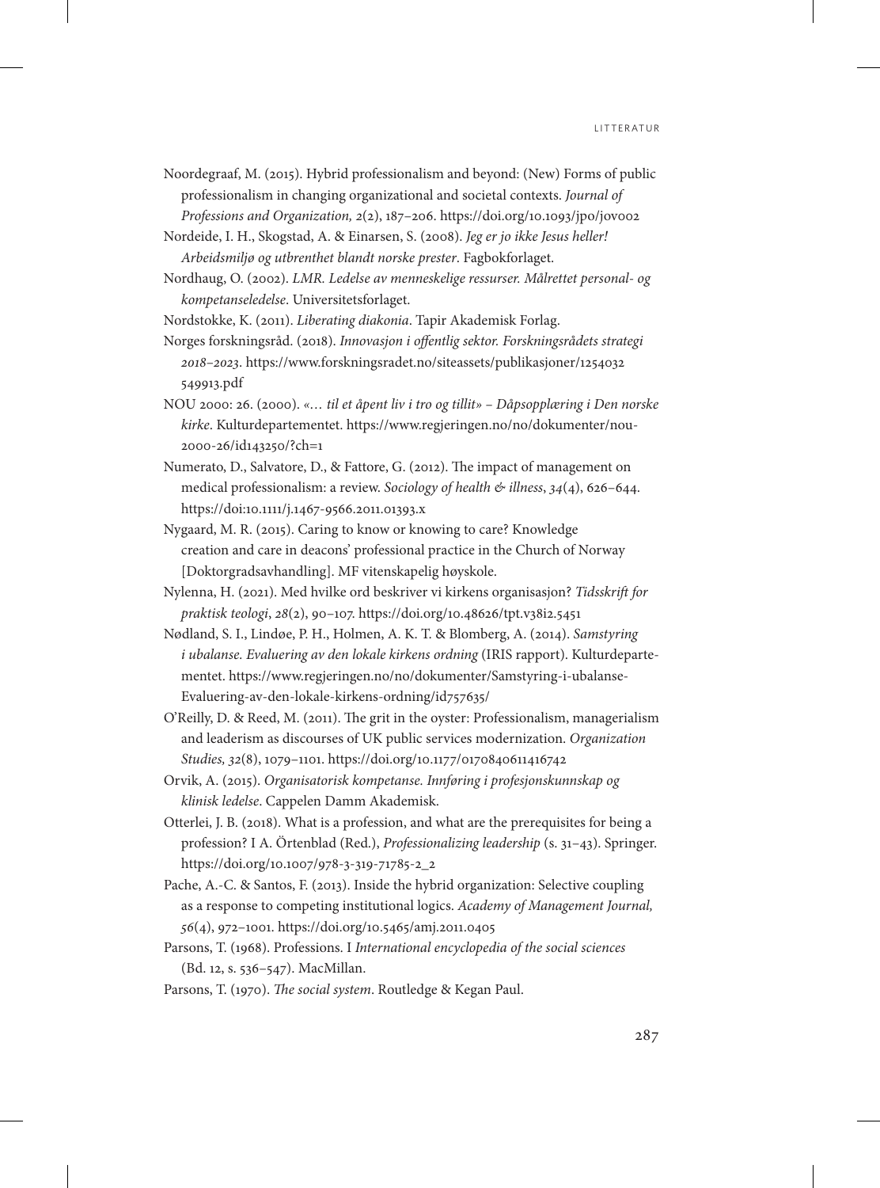Noordegraaf, M. (2015). Hybrid professionalism and beyond: (New) Forms of public professionalism in changing organizational and societal contexts. *Journal of Professions and Organization, 2*(2), 187–206. https://doi.org/10.1093/jpo/jov002

Nordeide, I. H., Skogstad, A. & Einarsen, S. (2008). *Jeg er jo ikke Jesus heller! Arbeidsmiljø og utbrenthet blandt norske prester*. Fagbokforlaget.

Nordhaug, O. (2002). *LMR. Ledelse av menneskelige ressurser. Målrettet personal- og kompetanseledelse*. Universitetsforlaget.

Nordstokke, K. (2011). *Liberating diakonia*. Tapir Akademisk Forlag.

Norges forskningsråd. (2018). *Innovasjon i offentlig sektor. Forskningsrådets strategi 2018–2023*. https://www.forskningsradet.no/siteassets/publikasjoner/1254032549913.pdf

NOU 2000: 26. (2000). *«… til et åpent liv i tro og tillit» – Dåpsopplæring i Den norske kirke*. Kulturdepartementet. https://www.regjeringen.no/no/dokumenter/nou-2000-26/id143250/?ch=1

Numerato, D., Salvatore, D., & Fattore, G. (2012). The impact of management on medical professionalism: a review. *Sociology of health & illness*, *34*(4), 626–644. https://doi:10.1111/j.1467-9566.2011.01393.x

Nygaard, M. R. (2015). Caring to know or knowing to care? Knowledge creation and care in deacons' professional practice in the Church of Norway [Doktorgradsavhandling]. MF vitenskapelig høyskole.

Nylenna, H. (2021). Med hvilke ord beskriver vi kirkens organisasjon? *Tidsskrift for praktisk teologi*, *28*(2), 90–107. https://doi.org/10.48626/tpt.v38i2.5451

Nødland, S. I., Lindøe, P. H., Holmen, A. K. T. & Blomberg, A. (2014). *Samstyring i ubalanse. Evaluering av den lokale kirkens ordning* (IRIS rapport). Kulturdepartementet. https://www.regjeringen.no/no/dokumenter/Samstyring-i-ubalanse-Evaluering-av-den-lokale-kirkens-ordning/id757635/

O'Reilly, D. & Reed, M. (2011). The grit in the oyster: Professionalism, managerialism and leaderism as discourses of UK public services modernization. *Organization Studies, 32*(8), 1079–1101. https://doi.org/10.1177/0170840611416742

Orvik, A. (2015). *Organisatorisk kompetanse. Innføring i profesjonskunnskap og klinisk ledelse*. Cappelen Damm Akademisk.

Otterlei, J. B. (2018). What is a profession, and what are the prerequisites for being a profession? I A. Örtenblad (Red.), *Professionalizing leadership* (s. 31–43). Springer. https://doi.org/10.1007/978-3-319-71785-2_2

Pache, A.-C. & Santos, F. (2013). Inside the hybrid organization: Selective coupling as a response to competing institutional logics. *Academy of Management Journal, 56*(4), 972–1001. https://doi.org/10.5465/amj.2011.0405

Parsons, T. (1968). Professions. I *International encyclopedia of the social sciences* (Bd. 12, s. 536–547). MacMillan.

Parsons, T. (1970). *The social system*. Routledge & Kegan Paul.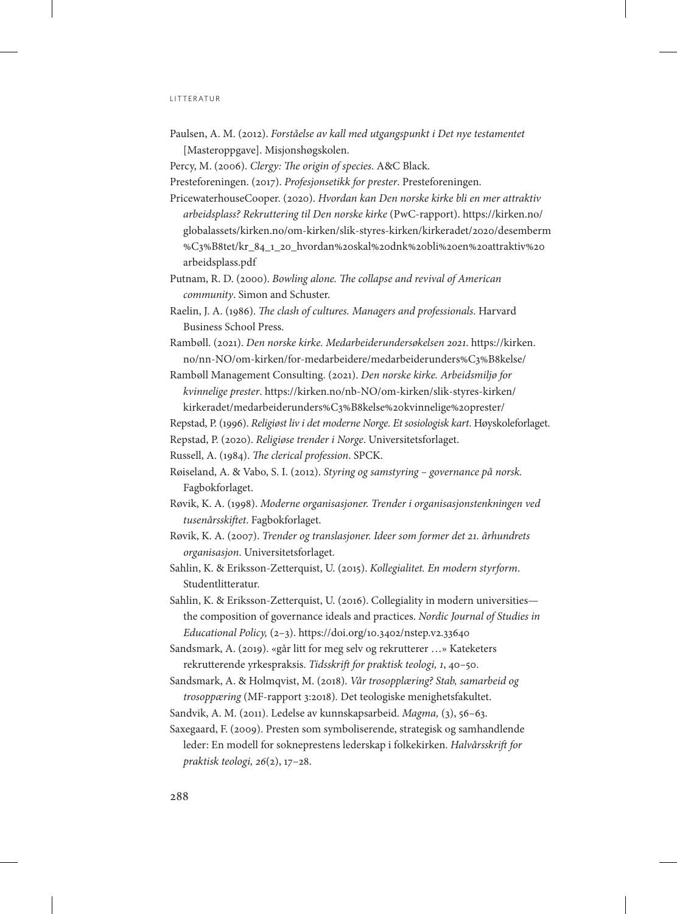Paulsen, A. M. (2012). *Forståelse av kall med utgangspunkt i Det nye testamentet* [Masteroppgave]. Misjonshøgskolen.

Percy, M. (2006). *Clergy: The origin of species*. A&C Black.

Presteforeningen. (2017). *Profesjonsetikk for prester*. Presteforeningen.

PricewaterhouseCooper. (2020). *Hvordan kan Den norske kirke bli en mer attraktiv arbeidsplass? Rekruttering til Den norske kirke* (PwC-rapport). https://kirken.no/globalassets/kirken.no/om-kirken/slik-styres-kirken/kirkeradet/2020/desemberm%C3%B8tet/kr_84_1_20_hvordan%20skal%20dnk%20bli%20en%20attraktiv%20arbeidsplass.pdf

Putnam, R. D. (2000). *Bowling alone. The collapse and revival of American community*. Simon and Schuster.

Raelin, J. A. (1986). *The clash of cultures. Managers and professionals*. Harvard Business School Press.

Rambøll. (2021). *Den norske kirke. Medarbeiderundersøkelsen 2021*. https://kirken.no/nn-NO/om-kirken/for-medarbeidere/medarbeiderunders%C3%B8kelse/

Rambøll Management Consulting. (2021). *Den norske kirke. Arbeidsmiljø for kvinnelige prester*. https://kirken.no/nb-NO/om-kirken/slik-styres-kirken/kirkeradet/medarbeiderunders%C3%B8kelse%20kvinnelige%20prester/

Repstad, P. (1996). *Religiøst liv i det moderne Norge. Et sosiologisk kart*. Høyskoleforlaget.

Repstad, P. (2020). *Religiøse trender i Norge*. Universitetsforlaget.

Russell, A. (1984). *The clerical profession*. SPCK.

Røiseland, A. & Vabo, S. I. (2012). *Styring og samstyring – governance på norsk*. Fagbokforlaget.

Røvik, K. A. (1998). *Moderne organisasjoner. Trender i organisasjonstenkningen ved tusenårsskiftet*. Fagbokforlaget.

Røvik, K. A. (2007). *Trender og translasjoner. Ideer som former det 21. århundrets organisasjon*. Universitetsforlaget.

Sahlin, K. & Eriksson-Zetterquist, U. (2015). *Kollegialitet. En modern styrform*. Studentlitteratur.

Sahlin, K. & Eriksson-Zetterquist, U. (2016). Collegiality in modern universities—the composition of governance ideals and practices. *Nordic Journal of Studies in Educational Policy,* (2–3). https://doi.org/10.3402/nstep.v2.33640

Sandsmark, A. (2019). «går litt for meg selv og rekrutterer …» Kateketers rekrutterende yrkespraksis. *Tidsskrift for praktisk teologi, 1*, 40–50.

Sandsmark, A. & Holmqvist, M. (2018). *Vår trosopplæring? Stab, samarbeid og trosoppæring* (MF-rapport 3:2018). Det teologiske menighetsfakultet.

Sandvik, A. M. (2011). Ledelse av kunnskapsarbeid. *Magma,* (3), 56–63.

Saxegaard, F. (2009). Presten som symboliserende, strategisk og samhandlende leder: En modell for sokneprestens lederskap i folkekirken. *Halvårsskrift for praktisk teologi, 26*(2), 17–28.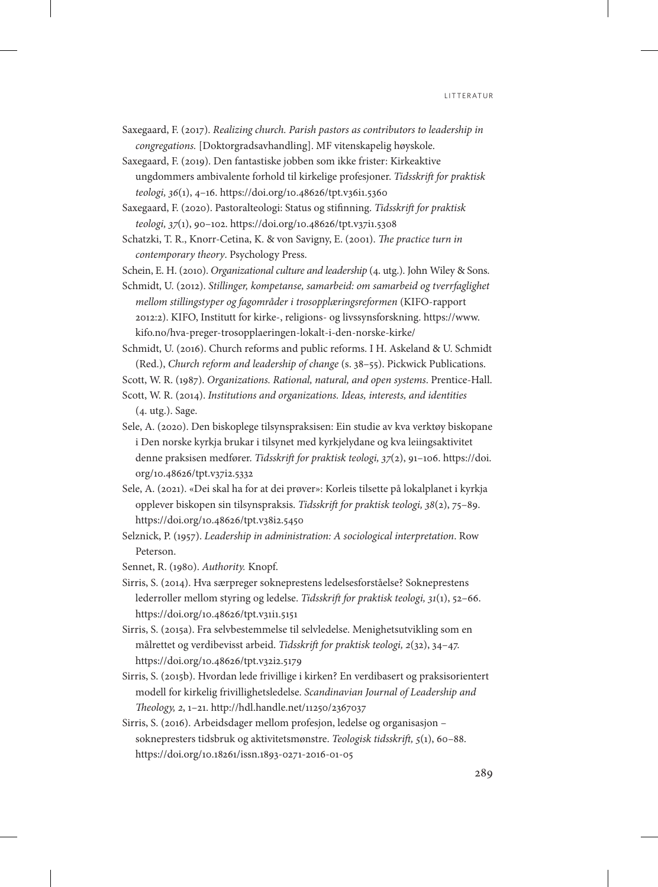Saxegaard, F. (2017). *Realizing church. Parish pastors as contributors to leadership in congregations.* [Doktorgradsavhandling]. MF vitenskapelig høyskole.

Saxegaard, F. (2019). Den fantastiske jobben som ikke frister: Kirkeaktive ungdommers ambivalente forhold til kirkelige profesjoner. *Tidsskrift for praktisk teologi, 36*(1), 4–16. https://doi.org/10.48626/tpt.v36i1.5360

Saxegaard, F. (2020). Pastoralteologi: Status og stifinning. *Tidsskrift for praktisk teologi, 37*(1), 90–102. https://doi.org/10.48626/tpt.v37i1.5308

Schatzki, T. R., Knorr-Cetina, K. & von Savigny, E. (2001). *The practice turn in contemporary theory*. Psychology Press.

Schein, E. H. (2010). *Organizational culture and leadership* (4. utg.). John Wiley & Sons.

Schmidt, U. (2012). *Stillinger, kompetanse, samarbeid: om samarbeid og tverrfaglighet mellom stillingstyper og fagområder i trosopplæringsreformen* (KIFO-rapport 2012:2). KIFO, Institutt for kirke-, religions- og livssynsforskning. https://www.kifo.no/hva-preger-trosopplaeringen-lokalt-i-den-norske-kirke/

Schmidt, U. (2016). Church reforms and public reforms. I H. Askeland & U. Schmidt (Red.), *Church reform and leadership of change* (s. 38–55). Pickwick Publications.

Scott, W. R. (1987). *Organizations. Rational, natural, and open systems*. Prentice-Hall.

Scott, W. R. (2014). *Institutions and organizations. Ideas, interests, and identities* (4. utg.). Sage.

Sele, A. (2020). Den biskoplege tilsynspraksisen: Ein studie av kva verktøy biskopane i Den norske kyrkja brukar i tilsynet med kyrkjelydane og kva leiingsaktivitet denne praksisen medfører. *Tidsskrift for praktisk teologi, 37*(2), 91–106. https://doi.org/10.48626/tpt.v37i2.5332

Sele, A. (2021). «Dei skal ha for at dei prøver»: Korleis tilsette på lokalplanet i kyrkja opplever biskopen sin tilsynspraksis. *Tidsskrift for praktisk teologi, 38*(2), 75–89. https://doi.org/10.48626/tpt.v38i2.5450

Selznick, P. (1957). *Leadership in administration: A sociological interpretation*. Row Peterson.

Sennet, R. (1980). *Authority.* Knopf.

Sirris, S. (2014). Hva særpreger sokneprestens ledelsesforståelse? Sokneprestens lederroller mellom styring og ledelse. *Tidsskrift for praktisk teologi, 31*(1), 52–66. https://doi.org/10.48626/tpt.v31i1.5151

Sirris, S. (2015a). Fra selvbestemmelse til selvledelse. Menighetsutvikling som en målrettet og verdibevisst arbeid. *Tidsskrift for praktisk teologi, 2*(32), 34–47. https://doi.org/10.48626/tpt.v32i2.5179

Sirris, S. (2015b). Hvordan lede frivillige i kirken? En verdibasert og praksisorientert modell for kirkelig frivillighetsledelse. *Scandinavian Journal of Leadership and Theology, 2*, 1–21. http://hdl.handle.net/11250/2367037

Sirris, S. (2016). Arbeidsdager mellom profesjon, ledelse og organisasjon – sokneprestens tidsbruk og aktivitetsmønstre. *Teologisk tidsskrift, 5*(1), 60–88. https://doi.org/10.18261/issn.1893-0271-2016-01-05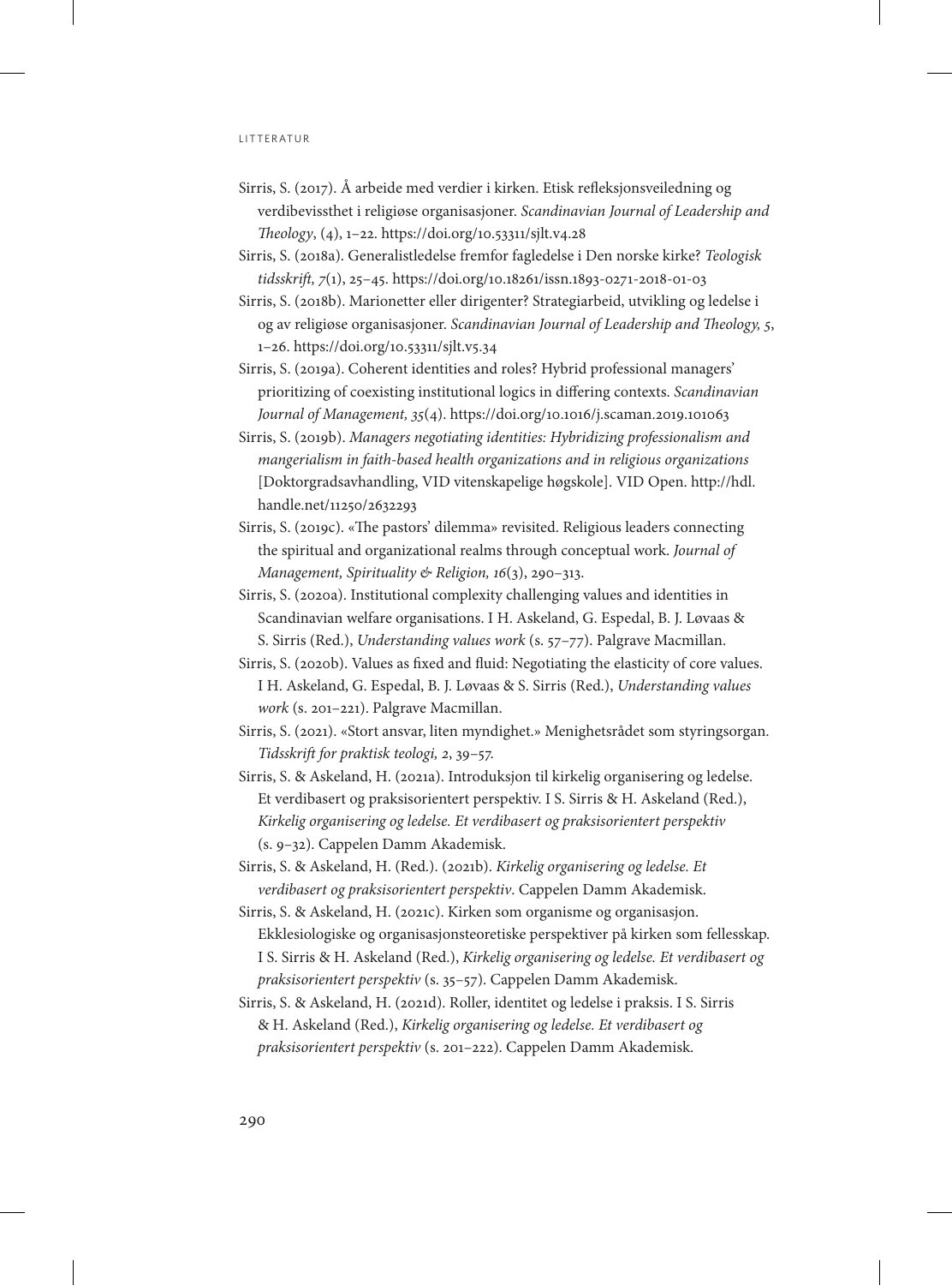Sirris, S. (2017). Å arbeide med verdier i kirken. Etisk refleksjonsveiledning og verdibevissthet i religiøse organisasjoner. *Scandinavian Journal of Leadership and Theology*, (4), 1–22. https://doi.org/10.53311/sjlt.v4.28

Sirris, S. (2018a). Generalistledelse fremfor fagledelse i Den norske kirke? *Teologisk tidsskrift, 7*(1), 25–45. https://doi.org/10.18261/issn.1893-0271-2018-01-03

Sirris, S. (2018b). Marionetter eller dirigenter? Strategiarbeid, utvikling og ledelse i og av religiøse organisasjoner. *Scandinavian Journal of Leadership and Theology, 5*, 1–26. https://doi.org/10.53311/sjlt.v5.34

Sirris, S. (2019a). Coherent identities and roles? Hybrid professional managers' prioritizing of coexisting institutional logics in differing contexts. *Scandinavian Journal of Management, 35*(4). https://doi.org/10.1016/j.scaman.2019.101063

Sirris, S. (2019b). *Managers negotiating identities: Hybridizing professionalism and mangerialism in faith-based health organizations and in religious organizations* [Doktorgradsavhandling, VID vitenskapelige høgskole]. VID Open. http://hdl.handle.net/11250/2632293

Sirris, S. (2019c). «The pastors' dilemma» revisited. Religious leaders connecting the spiritual and organizational realms through conceptual work. *Journal of Management, Spirituality & Religion, 16*(3), 290–313.

Sirris, S. (2020a). Institutional complexity challenging values and identities in Scandinavian welfare organisations. I H. Askeland, G. Espedal, B. J. Løvaas & S. Sirris (Red.), *Understanding values work* (s. 57–77). Palgrave Macmillan.

Sirris, S. (2020b). Values as fixed and fluid: Negotiating the elasticity of core values. I H. Askeland, G. Espedal, B. J. Løvaas & S. Sirris (Red.), *Understanding values work* (s. 201–221). Palgrave Macmillan.

Sirris, S. (2021). «Stort ansvar, liten myndighet.» Menighetsrådet som styringsorgan. *Tidsskrift for praktisk teologi, 2*, 39–57.

Sirris, S. & Askeland, H. (2021a). Introduksjon til kirkelig organisering og ledelse. Et verdibasert og praksisorientert perspektiv. I S. Sirris & H. Askeland (Red.), *Kirkelig organisering og ledelse. Et verdibasert og praksisorientert perspektiv* (s. 9–32). Cappelen Damm Akademisk.

Sirris, S. & Askeland, H. (Red.). (2021b). *Kirkelig organisering og ledelse. Et verdibasert og praksisorientert perspektiv*. Cappelen Damm Akademisk.

Sirris, S. & Askeland, H. (2021c). Kirken som organisme og organisasjon. Ekklesiologiske og organisasjonsteoretiske perspektiver på kirken som fellesskap. I S. Sirris & H. Askeland (Red.), *Kirkelig organisering og ledelse. Et verdibasert og praksisorientert perspektiv* (s. 35–57). Cappelen Damm Akademisk.

Sirris, S. & Askeland, H. (2021d). Roller, identitet og ledelse i praksis. I S. Sirris & H. Askeland (Red.), *Kirkelig organisering og ledelse. Et verdibasert og praksisorientert perspektiv* (s. 201–222). Cappelen Damm Akademisk.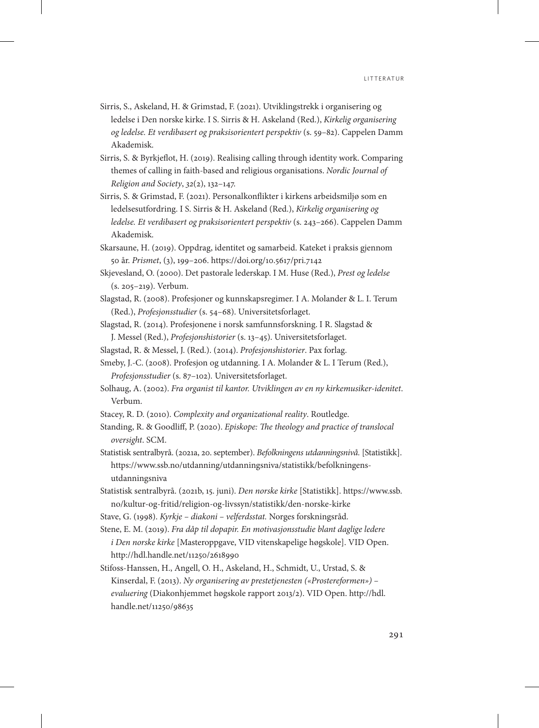Sirris, S., Askeland, H. & Grimstad, F. (2021). Utviklingstrekk i organisering og ledelse i Den norske kirke. I S. Sirris & H. Askeland (Red.), *Kirkelig organisering og ledelse. Et verdibasert og praksisorientert perspektiv* (s. 59–82). Cappelen Damm Akademisk.

Sirris, S. & Byrkjeflot, H. (2019). Realising calling through identity work. Comparing themes of calling in faith-based and religious organisations. *Nordic Journal of Religion and Society*, *32*(2), 132–147.

Sirris, S. & Grimstad, F. (2021). Personalkonflikter i kirkens arbeidsmiljø som en ledelsesutfordring. I S. Sirris & H. Askeland (Red.), *Kirkelig organisering og ledelse. Et verdibasert og praksisorientert perspektiv* (s. 243–266). Cappelen Damm Akademisk.

Skarsaune, H. (2019). Oppdrag, identitet og samarbeid. Kateket i praksis gjennom 50 år. *Prismet*, (3), 199–206. https://doi.org/10.5617/pri.7142

Skjevesland, O. (2000). Det pastorale lederskap. I M. Huse (Red.), *Prest og ledelse* (s. 205–219). Verbum.

Slagstad, R. (2008). Profesjoner og kunnskapsregimer. I A. Molander & L. I. Terum (Red.), *Profesjonsstudier* (s. 54–68). Universitetsforlaget.

Slagstad, R. (2014). Profesjonene i norsk samfunnsforskning. I R. Slagstad & J. Messel (Red.), *Profesjonshistorier* (s. 13–45). Universitetsforlaget.

Slagstad, R. & Messel, J. (Red.). (2014). *Profesjonshistorier*. Pax forlag.

Smeby, J.-C. (2008). Profesjon og utdanning. I A. Molander & L. I Terum (Red.), *Profesjonsstudier* (s. 87–102). Universitetsforlaget.

Solhaug, A. (2002). *Fra organist til kantor. Utviklingen av en ny kirkemusiker-idenitet*. Verbum.

Stacey, R. D. (2010). *Complexity and organizational reality*. Routledge.

Standing, R. & Goodliff, P. (2020). *Episkope: The theology and practice of translocal oversight*. SCM.

Statistisk sentralbyrå. (2021a, 20. september). *Befolkningens utdanningsnivå.* [Statistikk]. https://www.ssb.no/utdanning/utdanningsniva/statistikk/befolkningens-utdanningsniva

Statistisk sentralbyrå. (2021b, 15. juni). *Den norske kirke* [Statistikk]. https://www.ssb.no/kultur-og-fritid/religion-og-livssyn/statistikk/den-norske-kirke

Stave, G. (1998). *Kyrkje – diakoni – velferdsstat.* Norges forskningsråd.

Stene, E. M. (2019). *Fra dåp til dopapir. En motivasjonsstudie blant daglige ledere i Den norske kirke* [Masteroppgave, VID vitenskapelige høgskole]. VID Open. http://hdl.handle.net/11250/2618990

Stifoss-Hanssen, H., Angell, O. H., Askeland, H., Schmidt, U., Urstad, S. & Kinserdal, F. (2013). *Ny organisering av prestetjenesten («Prostereformen») – evaluering* (Diakonhjemmet høgskole rapport 2013/2). VID Open. http://hdl.handle.net/11250/98635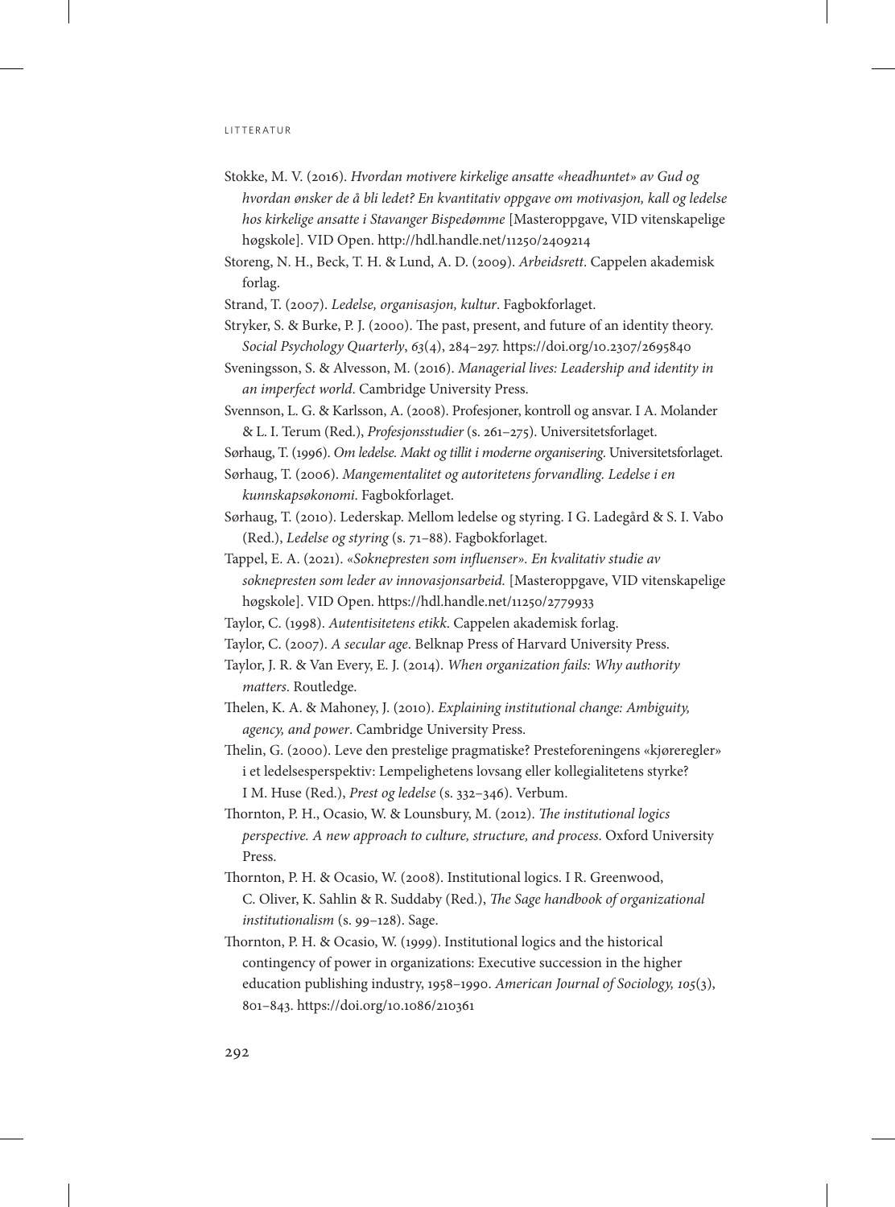Stokke, M. V. (2016). *Hvordan motivere kirkelige ansatte «headhuntet» av Gud og hvordan ønsker de å bli ledet? En kvantitativ oppgave om motivasjon, kall og ledelse hos kirkelige ansatte i Stavanger Bispedømme* [Masteroppgave, VID vitenskapelige høgskole]. VID Open. http://hdl.handle.net/11250/2409214

Storeng, N. H., Beck, T. H. & Lund, A. D. (2009). *Arbeidsrett*. Cappelen akademisk forlag.

Strand, T. (2007). *Ledelse, organisasjon, kultur*. Fagbokforlaget.

Stryker, S. & Burke, P. J. (2000). The past, present, and future of an identity theory. *Social Psychology Quarterly*, *63*(4), 284–297. https://doi.org/10.2307/2695840

Sveningsson, S. & Alvesson, M. (2016). *Managerial lives: Leadership and identity in an imperfect world*. Cambridge University Press.

Svennson, L. G. & Karlsson, A. (2008). Profesjoner, kontroll og ansvar. I A. Molander & L. I. Terum (Red.), *Profesjonsstudier* (s. 261–275). Universitetsforlaget.

Sørhaug, T. (1996). *Om ledelse. Makt og tillit i moderne organisering*. Universitetsforlaget.

Sørhaug, T. (2006). *Mangementalitet og autoritetens forvandling. Ledelse i en kunnskapsøkonomi*. Fagbokforlaget.

Sørhaug, T. (2010). Lederskap. Mellom ledelse og styring. I G. Ladegård & S. I. Vabo (Red.), *Ledelse og styring* (s. 71–88). Fagbokforlaget.

Tappel, E. A. (2021). *«Soknepresten som influenser». En kvalitativ studie av soknepresten som leder av innovasjonsarbeid.* [Masteroppgave, VID vitenskapelige høgskole]. VID Open. https://hdl.handle.net/11250/2779933

Taylor, C. (1998). *Autentisitetens etikk*. Cappelen akademisk forlag.

Taylor, C. (2007). *A secular age*. Belknap Press of Harvard University Press.

Taylor, J. R. & Van Every, E. J. (2014). *When organization fails: Why authority matters*. Routledge.

Thelen, K. A. & Mahoney, J. (2010). *Explaining institutional change: Ambiguity, agency, and power*. Cambridge University Press.

Thelin, G. (2000). Leve den prestelige pragmatiske? Presteforeningens «kjøreregler» i et ledelsesperspektiv: Lempelighetens lovsang eller kollegialitetens styrke? I M. Huse (Red.), *Prest og ledelse* (s. 332–346). Verbum.

Thornton, P. H., Ocasio, W. & Lounsbury, M. (2012). *The institutional logics perspective. A new approach to culture, structure, and process*. Oxford University Press.

Thornton, P. H. & Ocasio, W. (2008). Institutional logics. I R. Greenwood, C. Oliver, K. Sahlin & R. Suddaby (Red.), *The Sage handbook of organizational institutionalism* (s. 99–128). Sage.

Thornton, P. H. & Ocasio, W. (1999). Institutional logics and the historical contingency of power in organizations: Executive succession in the higher education publishing industry, 1958–1990. *American Journal of Sociology, 105*(3), 801–843. https://doi.org/10.1086/210361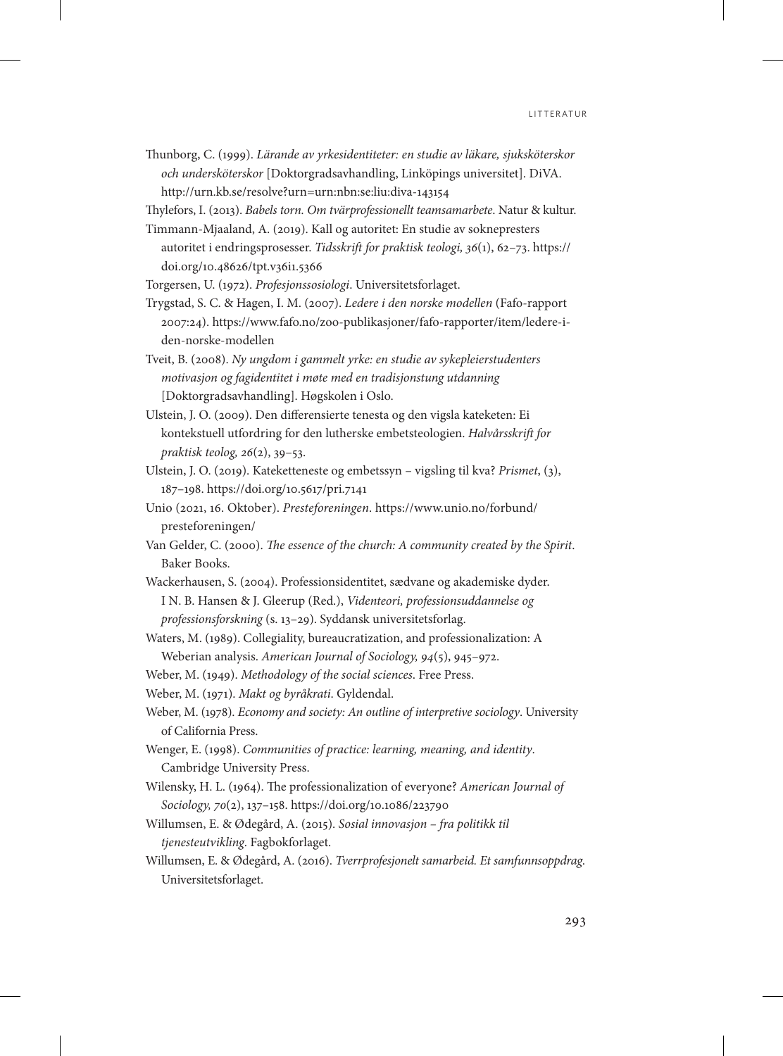Thunborg, C. (1999). *Lärande av yrkesidentiteter: en studie av läkare, sjuksköterskor och undersköterskor* [Doktorgradsavhandling, Linköpings universitet]. DiVA. http://urn.kb.se/resolve?urn=urn:nbn:se:liu:diva-143154

Thylefors, I. (2013). *Babels torn. Om tvärprofessionellt teamsamarbete*. Natur & kultur.

Timmann-Mjaaland, A. (2019). Kall og autoritet: En studie av soknepresters autoritet i endringsprosesser. *Tidsskrift for praktisk teologi, 36*(1), 62–73. https://doi.org/10.48626/tpt.v36i1.5366

Torgersen, U. (1972). *Profesjonssosiologi*. Universitetsforlaget.

Trygstad, S. C. & Hagen, I. M. (2007). *Ledere i den norske modellen* (Fafo-rapport 2007:24). https://www.fafo.no/zoo-publikasjoner/fafo-rapporter/item/ledere-i-den-norske-modellen

Tveit, B. (2008). *Ny ungdom i gammelt yrke: en studie av sykepleierstudenters motivasjon og fagidentitet i møte med en tradisjonstung utdanning* [Doktorgradsavhandling]. Høgskolen i Oslo.

Ulstein, J. O. (2009). Den differensierte tenesta og den vigsla kateketen: Ei kontekstuell utfordring for den lutherske embetsteologien. *Halvårsskrift for praktisk teolog, 26*(2), 39–53.

Ulstein, J. O. (2019). Kateketteneste og embetssyn – vigsling til kva? *Prismet*, (3), 187–198. https://doi.org/10.5617/pri.7141

Unio (2021, 16. Oktober). *Presteforeningen*. https://www.unio.no/forbund/presteforeningen/

Van Gelder, C. (2000). *The essence of the church: A community created by the Spirit*. Baker Books.

Wackerhausen, S. (2004). Professionsidentitet, sædvane og akademiske dyder. I N. B. Hansen & J. Gleerup (Red.), *Videnteori, professionsuddannelse og professionsforskning* (s. 13–29). Syddansk universitetsforlag.

Waters, M. (1989). Collegiality, bureaucratization, and professionalization: A Weberian analysis. *American Journal of Sociology, 94*(5), 945–972.

Weber, M. (1949). *Methodology of the social sciences*. Free Press.

Weber, M. (1971). *Makt og byråkrati*. Gyldendal.

Weber, M. (1978). *Economy and society: An outline of interpretive sociology*. University of California Press.

Wenger, E. (1998). *Communities of practice: learning, meaning, and identity*. Cambridge University Press.

Wilensky, H. L. (1964). The professionalization of everyone? *American Journal of Sociology, 70*(2), 137–158. https://doi.org/10.1086/223790

Willumsen, E. & Ødegård, A. (2015). *Sosial innovasjon – fra politikk til tjenesteutvikling*. Fagbokforlaget.

Willumsen, E. & Ødegård, A. (2016). *Tverrprofesjonelt samarbeid. Et samfunnsoppdrag*. Universitetsforlaget.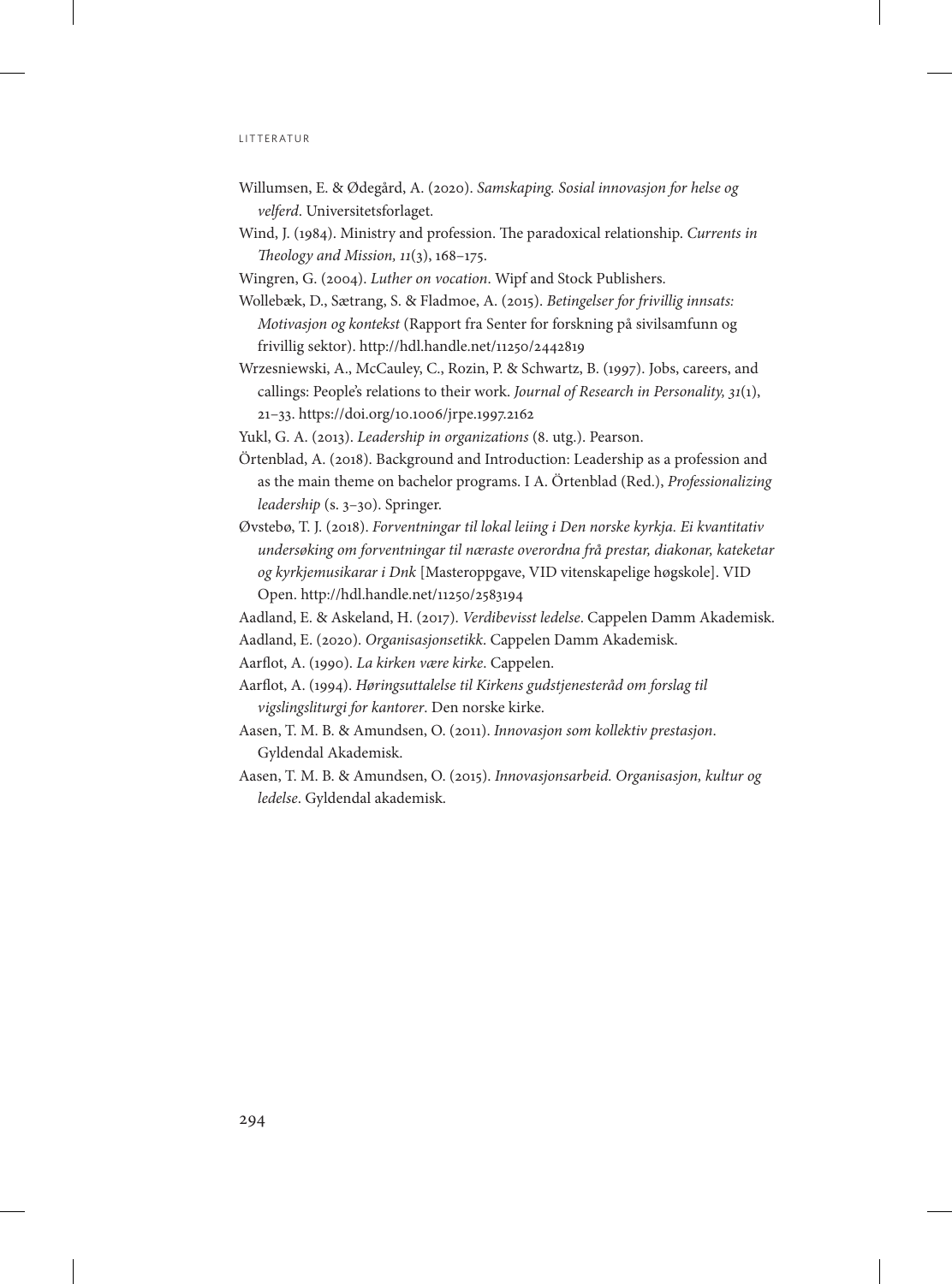Willumsen, E. & Ødegård, A. (2020). *Samskaping. Sosial innovasjon for helse og velferd*. Universitetsforlaget.

Wind, J. (1984). Ministry and profession. The paradoxical relationship. *Currents in Theology and Mission, 11*(3), 168–175.

Wingren, G. (2004). *Luther on vocation*. Wipf and Stock Publishers.

Wollebæk, D., Sætrang, S. & Fladmoe, A. (2015). *Betingelser for frivillig innsats: Motivasjon og kontekst* (Rapport fra Senter for forskning på sivilsamfunn og frivillig sektor). http://hdl.handle.net/11250/2442819

Wrzesniewski, A., McCauley, C., Rozin, P. & Schwartz, B. (1997). Jobs, careers, and callings: People's relations to their work. *Journal of Research in Personality, 31*(1), 21–33. https://doi.org/10.1006/jrpe.1997.2162

Yukl, G. A. (2013). *Leadership in organizations* (8. utg.). Pearson.

Örtenblad, A. (2018). Background and Introduction: Leadership as a profession and as the main theme on bachelor programs. I A. Örtenblad (Red.), *Professionalizing leadership* (s. 3–30). Springer.

Øvstebø, T. J. (2018). *Forventningar til lokal leiing i Den norske kyrkja. Ei kvantitativ undersøking om forventningar til næraste overordna frå prestar, diakonar, kateketar og kyrkjemusikarar i Dnk* [Masteroppgave, VID vitenskapelige høgskole]. VID Open. http://hdl.handle.net/11250/2583194

Aadland, E. & Askeland, H. (2017). *Verdibevisst ledelse*. Cappelen Damm Akademisk.

Aadland, E. (2020). *Organisasjonsetikk*. Cappelen Damm Akademisk.

Aarflot, A. (1990). *La kirken være kirke*. Cappelen.

Aarflot, A. (1994). *Høringsuttalelse til Kirkens gudstjenesteråd om forslag til vigslingsliturgi for kantorer*. Den norske kirke.

Aasen, T. M. B. & Amundsen, O. (2011). *Innovasjon som kollektiv prestasjon*. Gyldendal Akademisk.

Aasen, T. M. B. & Amundsen, O. (2015). *Innovasjonsarbeid. Organisasjon, kultur og ledelse*. Gyldendal akademisk.